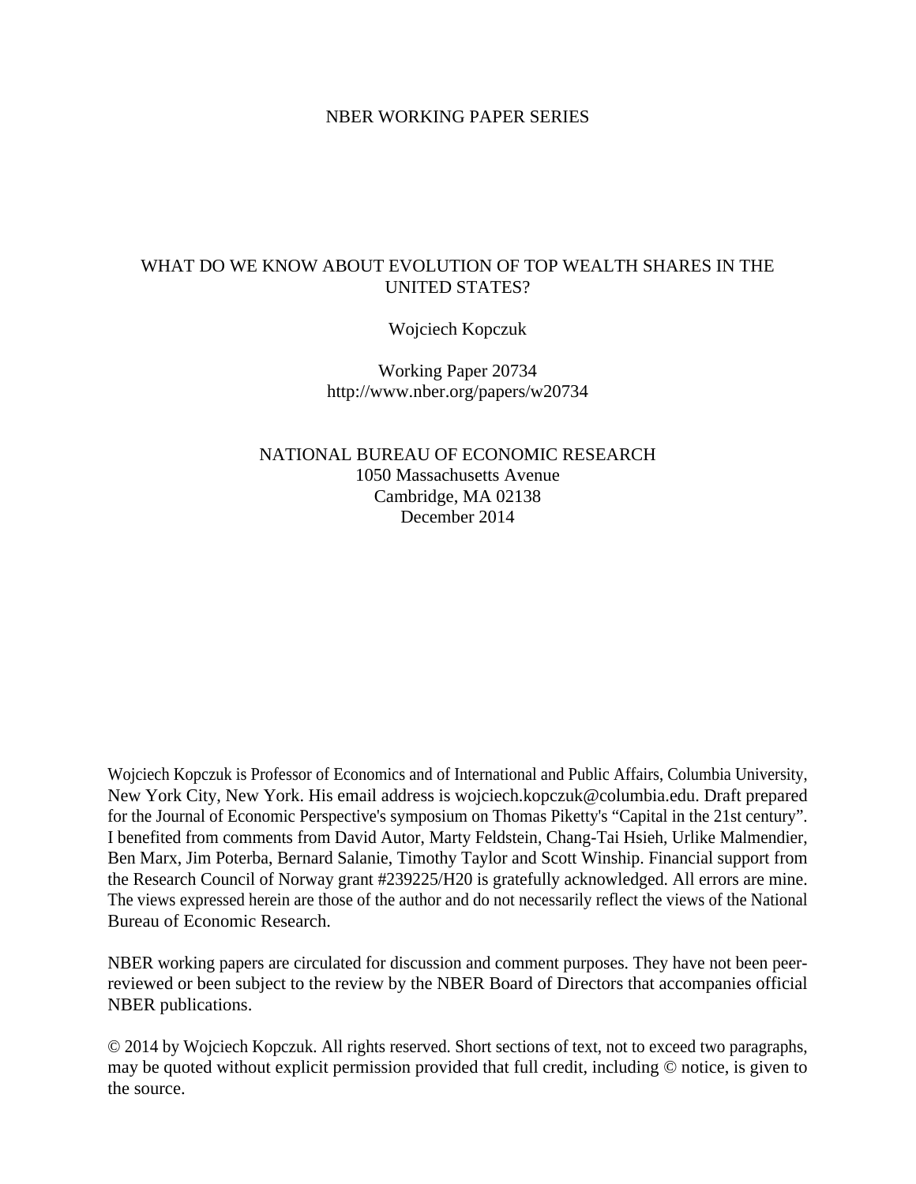NBER WORKING PAPER SERIES

# WHAT DO WE KNOW ABOUT EVOLUTION OF TOP WEALTH SHARES IN THE UNITED STATES?

Wojciech Kopczuk

Working Paper 20734
http://www.nber.org/papers/w20734

NATIONAL BUREAU OF ECONOMIC RESEARCH
1050 Massachusetts Avenue
Cambridge, MA 02138
December 2014

Wojciech Kopczuk is Professor of Economics and of International and Public Affairs, Columbia University, New York City, New York. His email address is wojciech.kopczuk@columbia.edu. Draft prepared for the Journal of Economic Perspective's symposium on Thomas Piketty's "Capital in the 21st century". I benefited from comments from David Autor, Marty Feldstein, Chang-Tai Hsieh, Urlike Malmendier, Ben Marx, Jim Poterba, Bernard Salanie, Timothy Taylor and Scott Winship. Financial support from the Research Council of Norway grant #239225/H20 is gratefully acknowledged. All errors are mine. The views expressed herein are those of the author and do not necessarily reflect the views of the National Bureau of Economic Research.

NBER working papers are circulated for discussion and comment purposes. They have not been peer-reviewed or been subject to the review by the NBER Board of Directors that accompanies official NBER publications.

© 2014 by Wojciech Kopczuk. All rights reserved. Short sections of text, not to exceed two paragraphs, may be quoted without explicit permission provided that full credit, including © notice, is given to the source.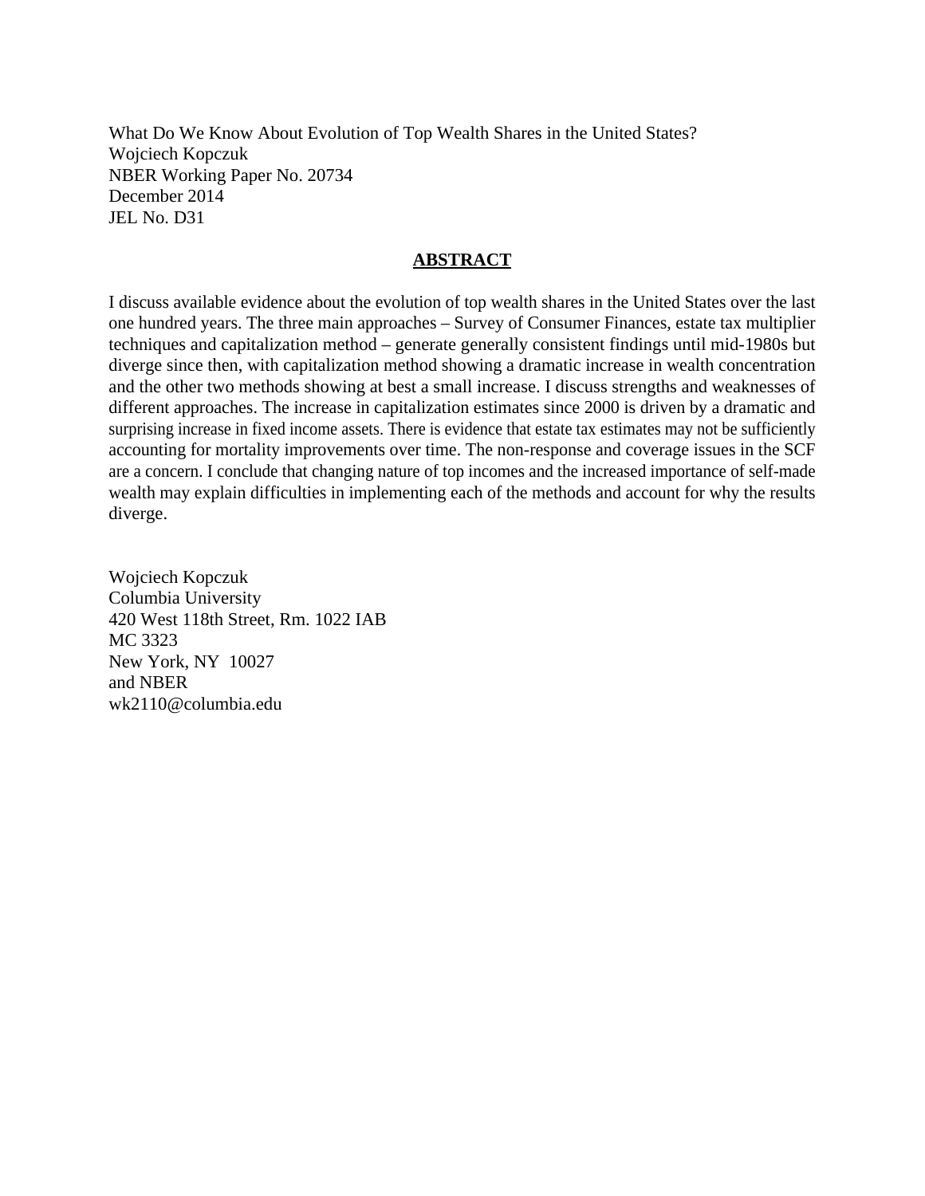What Do We Know About Evolution of Top Wealth Shares in the United States?
Wojciech Kopczuk
NBER Working Paper No. 20734
December 2014
JEL No. D31

## ABSTRACT

I discuss available evidence about the evolution of top wealth shares in the United States over the last one hundred years. The three main approaches – Survey of Consumer Finances, estate tax multiplier techniques and capitalization method – generate generally consistent findings until mid-1980s but diverge since then, with capitalization method showing a dramatic increase in wealth concentration and the other two methods showing at best a small increase. I discuss strengths and weaknesses of different approaches. The increase in capitalization estimates since 2000 is driven by a dramatic and surprising increase in fixed income assets. There is evidence that estate tax estimates may not be sufficiently accounting for mortality improvements over time. The non-response and coverage issues in the SCF are a concern. I conclude that changing nature of top incomes and the increased importance of self-made wealth may explain difficulties in implementing each of the methods and account for why the results diverge.

Wojciech Kopczuk
Columbia University
420 West 118th Street, Rm. 1022 IAB
MC 3323
New York, NY 10027
and NBER
wk2110@columbia.edu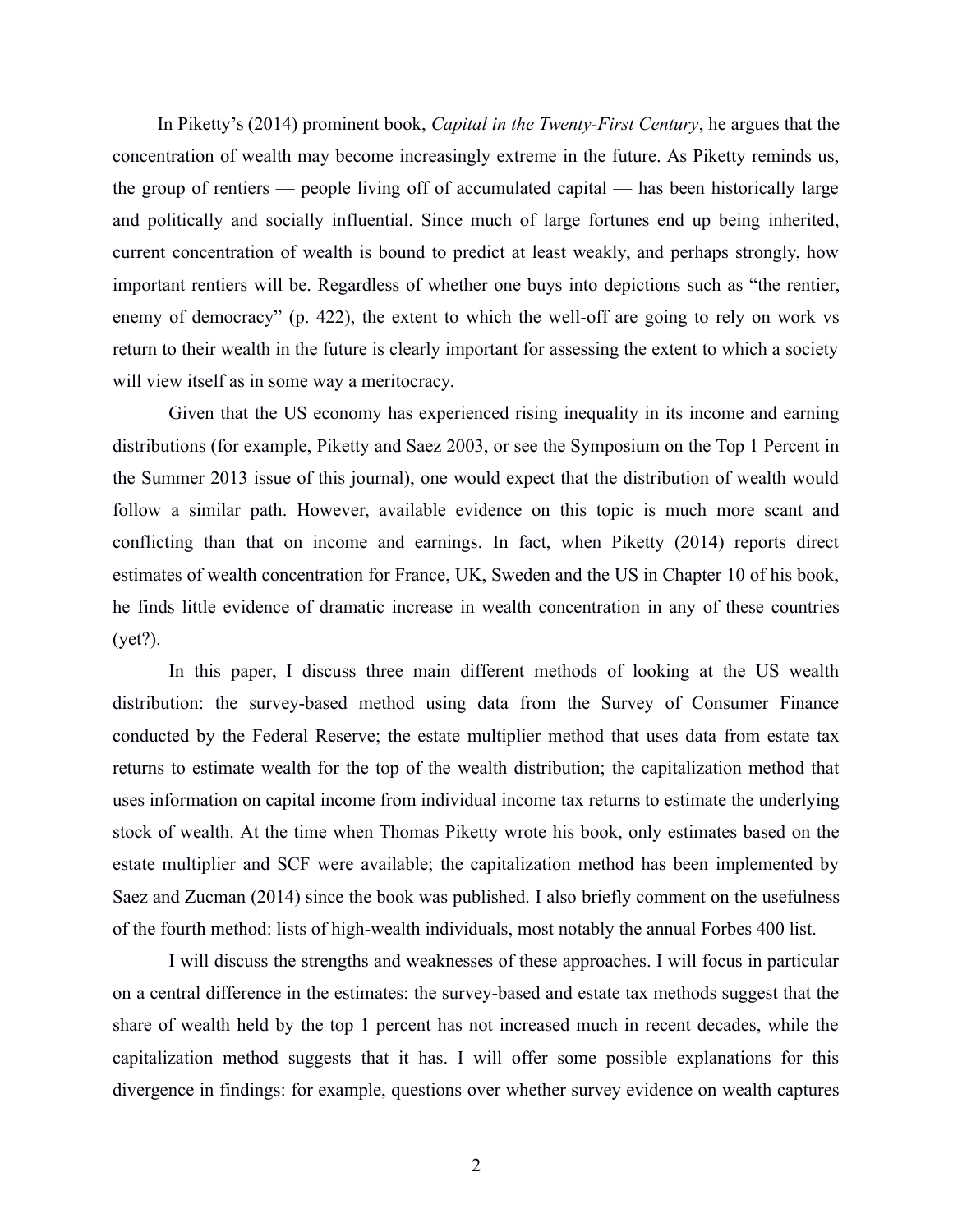In Piketty's (2014) prominent book, *Capital in the Twenty-First Century*, he argues that the concentration of wealth may become increasingly extreme in the future. As Piketty reminds us, the group of rentiers — people living off of accumulated capital — has been historically large and politically and socially influential. Since much of large fortunes end up being inherited, current concentration of wealth is bound to predict at least weakly, and perhaps strongly, how important rentiers will be. Regardless of whether one buys into depictions such as "the rentier, enemy of democracy" (p. 422), the extent to which the well-off are going to rely on work vs return to their wealth in the future is clearly important for assessing the extent to which a society will view itself as in some way a meritocracy.

Given that the US economy has experienced rising inequality in its income and earning distributions (for example, Piketty and Saez 2003, or see the Symposium on the Top 1 Percent in the Summer 2013 issue of this journal), one would expect that the distribution of wealth would follow a similar path. However, available evidence on this topic is much more scant and conflicting than that on income and earnings. In fact, when Piketty (2014) reports direct estimates of wealth concentration for France, UK, Sweden and the US in Chapter 10 of his book, he finds little evidence of dramatic increase in wealth concentration in any of these countries (yet?).

In this paper, I discuss three main different methods of looking at the US wealth distribution: the survey-based method using data from the Survey of Consumer Finance conducted by the Federal Reserve; the estate multiplier method that uses data from estate tax returns to estimate wealth for the top of the wealth distribution; the capitalization method that uses information on capital income from individual income tax returns to estimate the underlying stock of wealth. At the time when Thomas Piketty wrote his book, only estimates based on the estate multiplier and SCF were available; the capitalization method has been implemented by Saez and Zucman (2014) since the book was published. I also briefly comment on the usefulness of the fourth method: lists of high-wealth individuals, most notably the annual Forbes 400 list.

I will discuss the strengths and weaknesses of these approaches. I will focus in particular on a central difference in the estimates: the survey-based and estate tax methods suggest that the share of wealth held by the top 1 percent has not increased much in recent decades, while the capitalization method suggests that it has. I will offer some possible explanations for this divergence in findings: for example, questions over whether survey evidence on wealth captures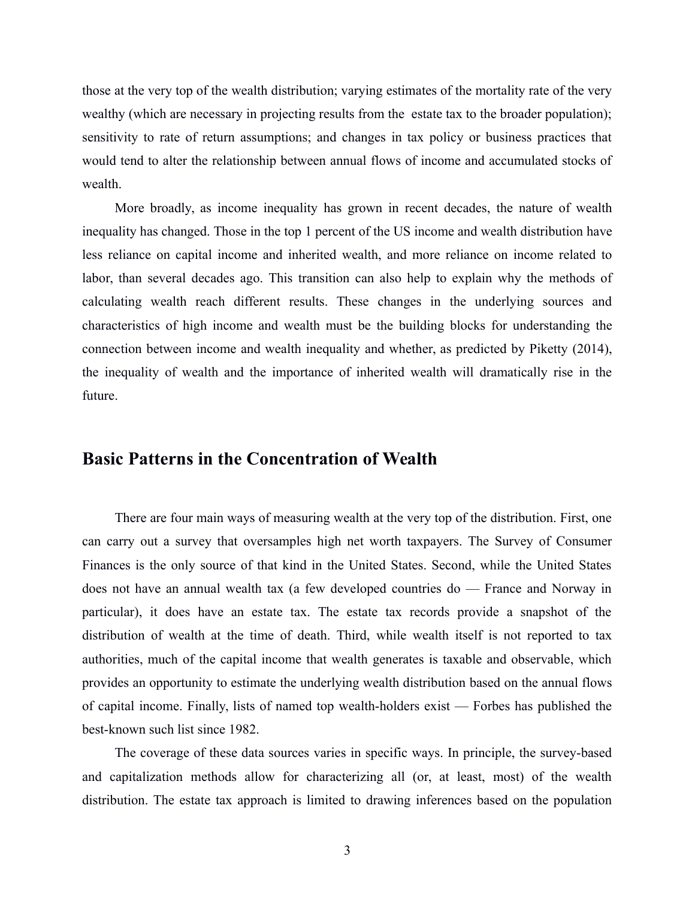those at the very top of the wealth distribution; varying estimates of the mortality rate of the very wealthy (which are necessary in projecting results from the estate tax to the broader population); sensitivity to rate of return assumptions; and changes in tax policy or business practices that would tend to alter the relationship between annual flows of income and accumulated stocks of wealth.

More broadly, as income inequality has grown in recent decades, the nature of wealth inequality has changed. Those in the top 1 percent of the US income and wealth distribution have less reliance on capital income and inherited wealth, and more reliance on income related to labor, than several decades ago. This transition can also help to explain why the methods of calculating wealth reach different results. These changes in the underlying sources and characteristics of high income and wealth must be the building blocks for understanding the connection between income and wealth inequality and whether, as predicted by Piketty (2014), the inequality of wealth and the importance of inherited wealth will dramatically rise in the future.

## Basic Patterns in the Concentration of Wealth

There are four main ways of measuring wealth at the very top of the distribution. First, one can carry out a survey that oversamples high net worth taxpayers. The Survey of Consumer Finances is the only source of that kind in the United States. Second, while the United States does not have an annual wealth tax (a few developed countries do — France and Norway in particular), it does have an estate tax. The estate tax records provide a snapshot of the distribution of wealth at the time of death. Third, while wealth itself is not reported to tax authorities, much of the capital income that wealth generates is taxable and observable, which provides an opportunity to estimate the underlying wealth distribution based on the annual flows of capital income. Finally, lists of named top wealth-holders exist — Forbes has published the best-known such list since 1982.

The coverage of these data sources varies in specific ways. In principle, the survey-based and capitalization methods allow for characterizing all (or, at least, most) of the wealth distribution. The estate tax approach is limited to drawing inferences based on the population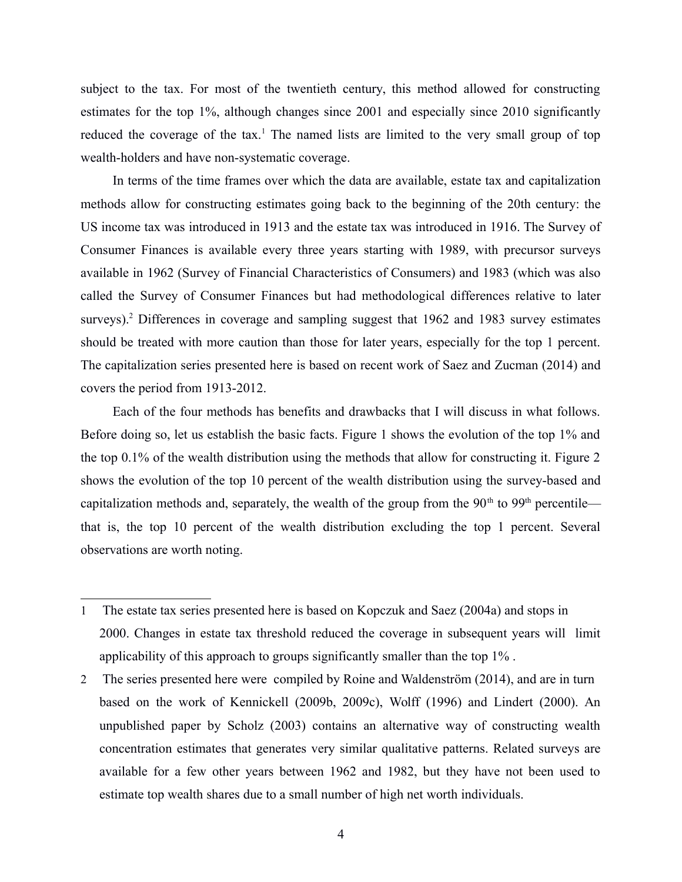subject to the tax. For most of the twentieth century, this method allowed for constructing estimates for the top 1%, although changes since 2001 and especially since 2010 significantly reduced the coverage of the tax.[1] The named lists are limited to the very small group of top wealth-holders and have non-systematic coverage.

In terms of the time frames over which the data are available, estate tax and capitalization methods allow for constructing estimates going back to the beginning of the 20th century: the US income tax was introduced in 1913 and the estate tax was introduced in 1916. The Survey of Consumer Finances is available every three years starting with 1989, with precursor surveys available in 1962 (Survey of Financial Characteristics of Consumers) and 1983 (which was also called the Survey of Consumer Finances but had methodological differences relative to later surveys).[2] Differences in coverage and sampling suggest that 1962 and 1983 survey estimates should be treated with more caution than those for later years, especially for the top 1 percent. The capitalization series presented here is based on recent work of Saez and Zucman (2014) and covers the period from 1913-2012.

Each of the four methods has benefits and drawbacks that I will discuss in what follows. Before doing so, let us establish the basic facts. Figure 1 shows the evolution of the top 1% and the top 0.1% of the wealth distribution using the methods that allow for constructing it. Figure 2 shows the evolution of the top 10 percent of the wealth distribution using the survey-based and capitalization methods and, separately, the wealth of the group from the 90th to 99th percentile—that is, the top 10 percent of the wealth distribution excluding the top 1 percent. Several observations are worth noting.

---

1 The estate tax series presented here is based on Kopczuk and Saez (2004a) and stops in 2000. Changes in estate tax threshold reduced the coverage in subsequent years will limit applicability of this approach to groups significantly smaller than the top 1% .

2 The series presented here were compiled by Roine and Waldenström (2014), and are in turn based on the work of Kennickell (2009b, 2009c), Wolff (1996) and Lindert (2000). An unpublished paper by Scholz (2003) contains an alternative way of constructing wealth concentration estimates that generates very similar qualitative patterns. Related surveys are available for a few other years between 1962 and 1982, but they have not been used to estimate top wealth shares due to a small number of high net worth individuals.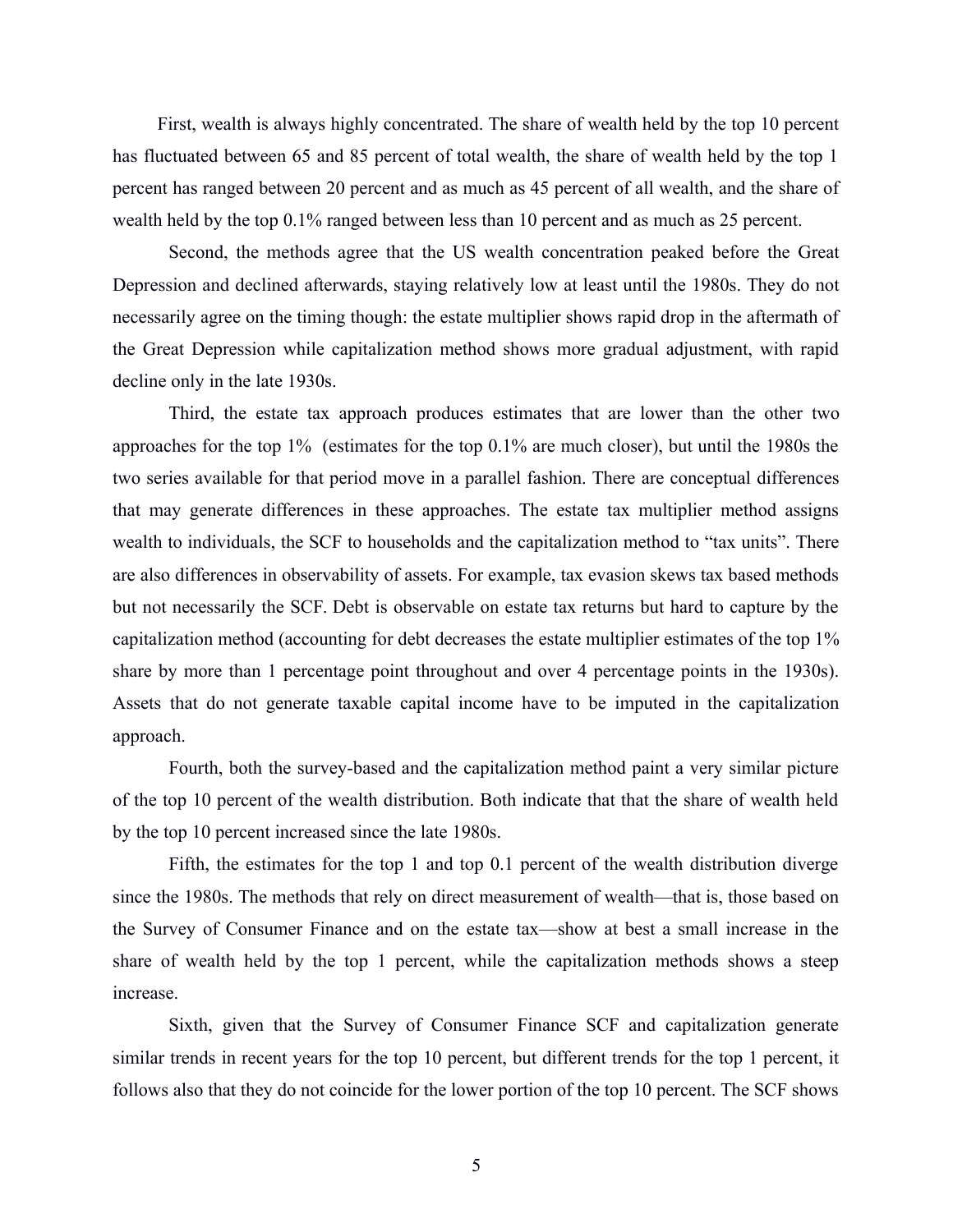First, wealth is always highly concentrated. The share of wealth held by the top 10 percent has fluctuated between 65 and 85 percent of total wealth, the share of wealth held by the top 1 percent has ranged between 20 percent and as much as 45 percent of all wealth, and the share of wealth held by the top 0.1% ranged between less than 10 percent and as much as 25 percent.

Second, the methods agree that the US wealth concentration peaked before the Great Depression and declined afterwards, staying relatively low at least until the 1980s. They do not necessarily agree on the timing though: the estate multiplier shows rapid drop in the aftermath of the Great Depression while capitalization method shows more gradual adjustment, with rapid decline only in the late 1930s.

Third, the estate tax approach produces estimates that are lower than the other two approaches for the top 1% (estimates for the top 0.1% are much closer), but until the 1980s the two series available for that period move in a parallel fashion. There are conceptual differences that may generate differences in these approaches. The estate tax multiplier method assigns wealth to individuals, the SCF to households and the capitalization method to "tax units". There are also differences in observability of assets. For example, tax evasion skews tax based methods but not necessarily the SCF. Debt is observable on estate tax returns but hard to capture by the capitalization method (accounting for debt decreases the estate multiplier estimates of the top 1% share by more than 1 percentage point throughout and over 4 percentage points in the 1930s). Assets that do not generate taxable capital income have to be imputed in the capitalization approach.

Fourth, both the survey-based and the capitalization method paint a very similar picture of the top 10 percent of the wealth distribution. Both indicate that that the share of wealth held by the top 10 percent increased since the late 1980s.

Fifth, the estimates for the top 1 and top 0.1 percent of the wealth distribution diverge since the 1980s. The methods that rely on direct measurement of wealth—that is, those based on the Survey of Consumer Finance and on the estate tax—show at best a small increase in the share of wealth held by the top 1 percent, while the capitalization methods shows a steep increase.

Sixth, given that the Survey of Consumer Finance SCF and capitalization generate similar trends in recent years for the top 10 percent, but different trends for the top 1 percent, it follows also that they do not coincide for the lower portion of the top 10 percent. The SCF shows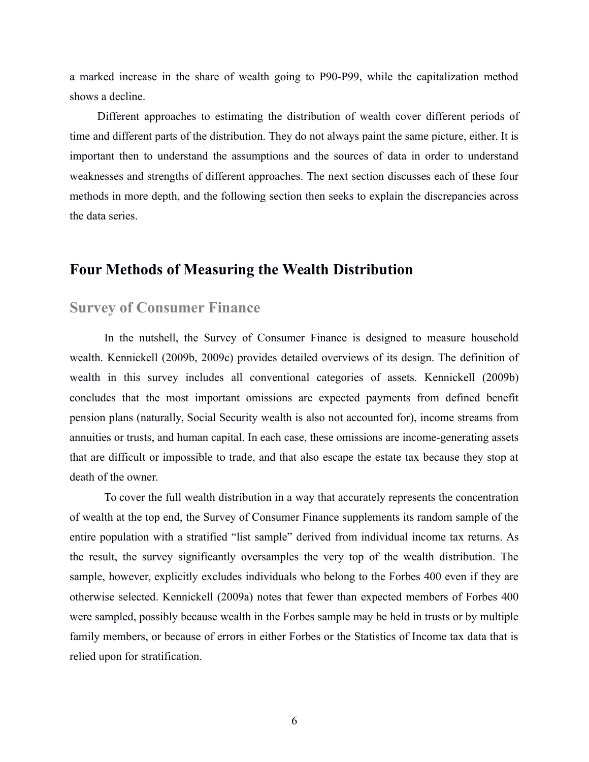a marked increase in the share of wealth going to P90-P99, while the capitalization method shows a decline.

Different approaches to estimating the distribution of wealth cover different periods of time and different parts of the distribution. They do not always paint the same picture, either. It is important then to understand the assumptions and the sources of data in order to understand weaknesses and strengths of different approaches. The next section discusses each of these four methods in more depth, and the following section then seeks to explain the discrepancies across the data series.

## Four Methods of Measuring the Wealth Distribution

### Survey of Consumer Finance

In the nutshell, the Survey of Consumer Finance is designed to measure household wealth. Kennickell (2009b, 2009c) provides detailed overviews of its design. The definition of wealth in this survey includes all conventional categories of assets. Kennickell (2009b) concludes that the most important omissions are expected payments from defined benefit pension plans (naturally, Social Security wealth is also not accounted for), income streams from annuities or trusts, and human capital. In each case, these omissions are income-generating assets that are difficult or impossible to trade, and that also escape the estate tax because they stop at death of the owner.

To cover the full wealth distribution in a way that accurately represents the concentration of wealth at the top end, the Survey of Consumer Finance supplements its random sample of the entire population with a stratified "list sample" derived from individual income tax returns. As the result, the survey significantly oversamples the very top of the wealth distribution. The sample, however, explicitly excludes individuals who belong to the Forbes 400 even if they are otherwise selected. Kennickell (2009a) notes that fewer than expected members of Forbes 400 were sampled, possibly because wealth in the Forbes sample may be held in trusts or by multiple family members, or because of errors in either Forbes or the Statistics of Income tax data that is relied upon for stratification.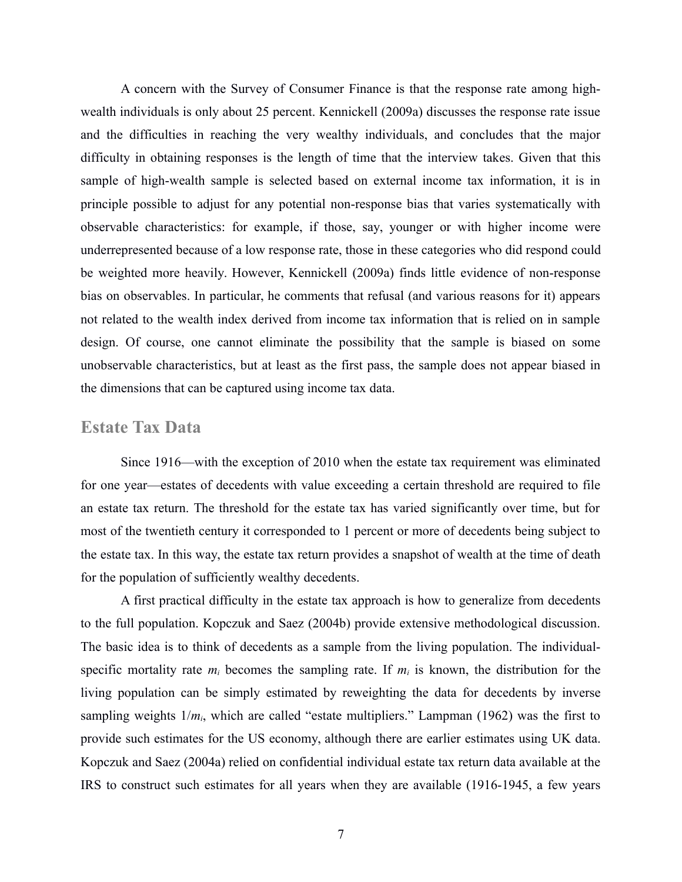A concern with the Survey of Consumer Finance is that the response rate among high-wealth individuals is only about 25 percent. Kennickell (2009a) discusses the response rate issue and the difficulties in reaching the very wealthy individuals, and concludes that the major difficulty in obtaining responses is the length of time that the interview takes. Given that this sample of high-wealth sample is selected based on external income tax information, it is in principle possible to adjust for any potential non-response bias that varies systematically with observable characteristics: for example, if those, say, younger or with higher income were underrepresented because of a low response rate, those in these categories who did respond could be weighted more heavily. However, Kennickell (2009a) finds little evidence of non-response bias on observables. In particular, he comments that refusal (and various reasons for it) appears not related to the wealth index derived from income tax information that is relied on in sample design. Of course, one cannot eliminate the possibility that the sample is biased on some unobservable characteristics, but at least as the first pass, the sample does not appear biased in the dimensions that can be captured using income tax data.

## Estate Tax Data

Since 1916—with the exception of 2010 when the estate tax requirement was eliminated for one year—estates of decedents with value exceeding a certain threshold are required to file an estate tax return. The threshold for the estate tax has varied significantly over time, but for most of the twentieth century it corresponded to 1 percent or more of decedents being subject to the estate tax. In this way, the estate tax return provides a snapshot of wealth at the time of death for the population of sufficiently wealthy decedents.

A first practical difficulty in the estate tax approach is how to generalize from decedents to the full population. Kopczuk and Saez (2004b) provide extensive methodological discussion. The basic idea is to think of decedents as a sample from the living population. The individual-specific mortality rate $m_i$ becomes the sampling rate. If $m_i$ is known, the distribution for the living population can be simply estimated by reweighting the data for decedents by inverse sampling weights $1/m_i$, which are called "estate multipliers." Lampman (1962) was the first to provide such estimates for the US economy, although there are earlier estimates using UK data. Kopczuk and Saez (2004a) relied on confidential individual estate tax return data available at the IRS to construct such estimates for all years when they are available (1916-1945, a few years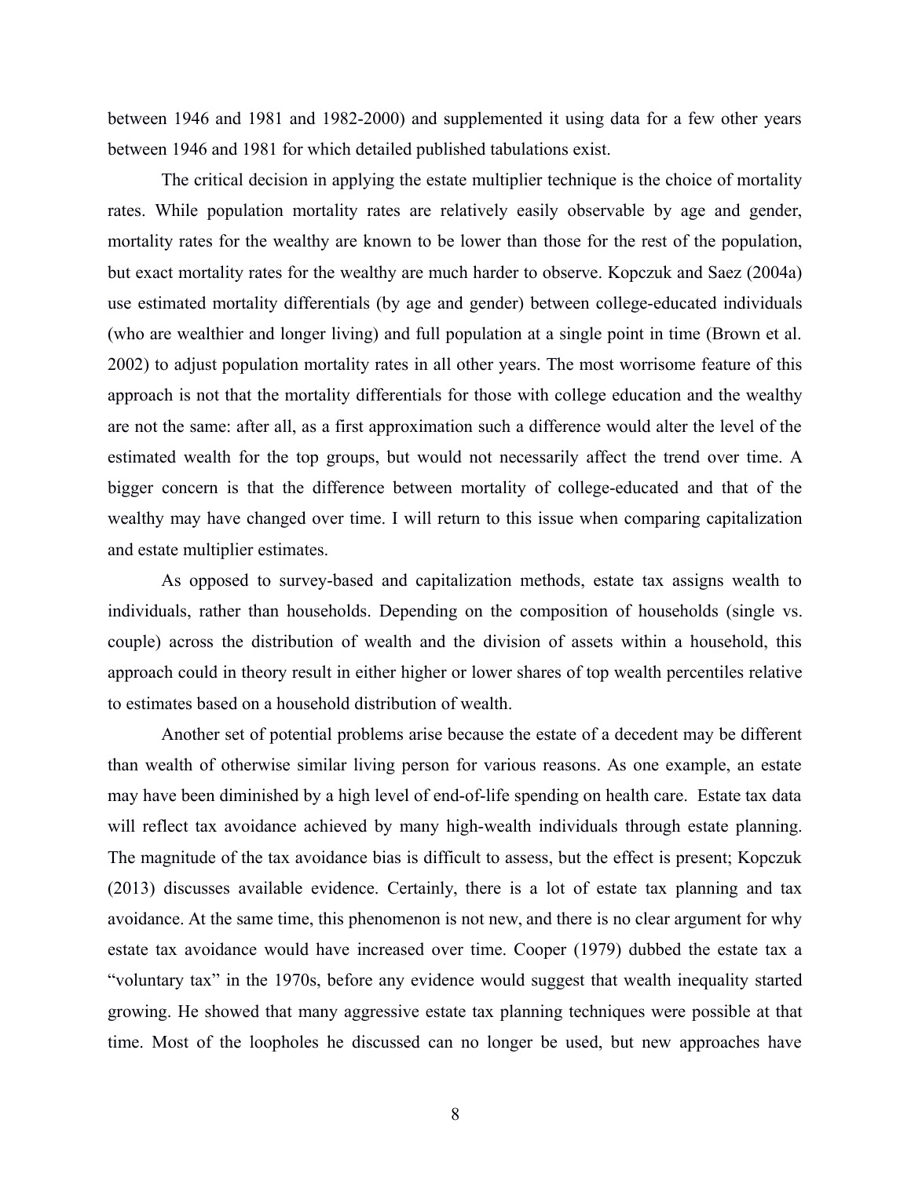between 1946 and 1981 and 1982-2000) and supplemented it using data for a few other years between 1946 and 1981 for which detailed published tabulations exist.

The critical decision in applying the estate multiplier technique is the choice of mortality rates. While population mortality rates are relatively easily observable by age and gender, mortality rates for the wealthy are known to be lower than those for the rest of the population, but exact mortality rates for the wealthy are much harder to observe. Kopczuk and Saez (2004a) use estimated mortality differentials (by age and gender) between college-educated individuals (who are wealthier and longer living) and full population at a single point in time (Brown et al. 2002) to adjust population mortality rates in all other years. The most worrisome feature of this approach is not that the mortality differentials for those with college education and the wealthy are not the same: after all, as a first approximation such a difference would alter the level of the estimated wealth for the top groups, but would not necessarily affect the trend over time. A bigger concern is that the difference between mortality of college-educated and that of the wealthy may have changed over time. I will return to this issue when comparing capitalization and estate multiplier estimates.

As opposed to survey-based and capitalization methods, estate tax assigns wealth to individuals, rather than households. Depending on the composition of households (single vs. couple) across the distribution of wealth and the division of assets within a household, this approach could in theory result in either higher or lower shares of top wealth percentiles relative to estimates based on a household distribution of wealth.

Another set of potential problems arise because the estate of a decedent may be different than wealth of otherwise similar living person for various reasons. As one example, an estate may have been diminished by a high level of end-of-life spending on health care. Estate tax data will reflect tax avoidance achieved by many high-wealth individuals through estate planning. The magnitude of the tax avoidance bias is difficult to assess, but the effect is present; Kopczuk (2013) discusses available evidence. Certainly, there is a lot of estate tax planning and tax avoidance. At the same time, this phenomenon is not new, and there is no clear argument for why estate tax avoidance would have increased over time. Cooper (1979) dubbed the estate tax a "voluntary tax" in the 1970s, before any evidence would suggest that wealth inequality started growing. He showed that many aggressive estate tax planning techniques were possible at that time. Most of the loopholes he discussed can no longer be used, but new approaches have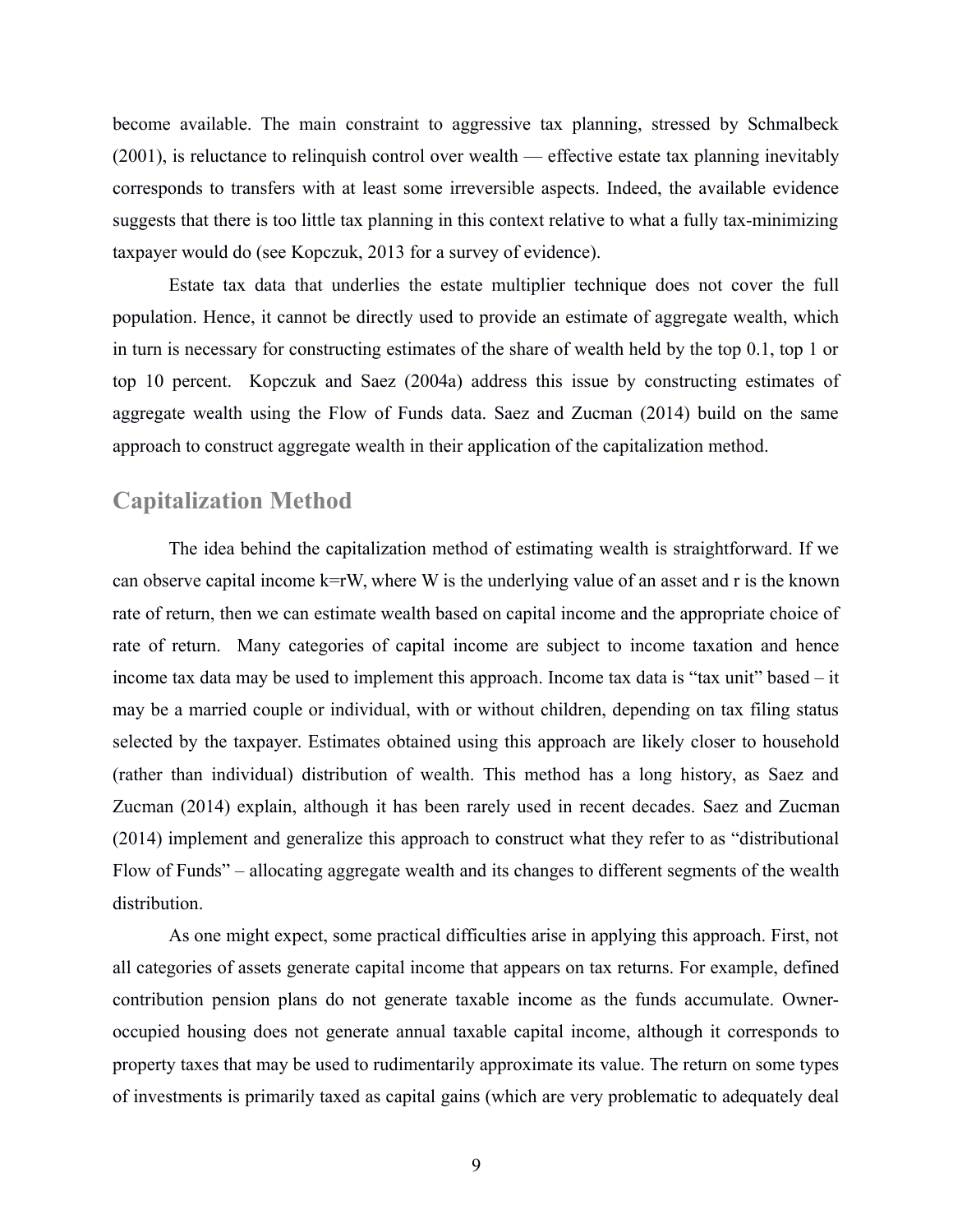become available. The main constraint to aggressive tax planning, stressed by Schmalbeck (2001), is reluctance to relinquish control over wealth — effective estate tax planning inevitably corresponds to transfers with at least some irreversible aspects. Indeed, the available evidence suggests that there is too little tax planning in this context relative to what a fully tax-minimizing taxpayer would do (see Kopczuk, 2013 for a survey of evidence).

Estate tax data that underlies the estate multiplier technique does not cover the full population. Hence, it cannot be directly used to provide an estimate of aggregate wealth, which in turn is necessary for constructing estimates of the share of wealth held by the top 0.1, top 1 or top 10 percent. Kopczuk and Saez (2004a) address this issue by constructing estimates of aggregate wealth using the Flow of Funds data. Saez and Zucman (2014) build on the same approach to construct aggregate wealth in their application of the capitalization method.

## Capitalization Method

The idea behind the capitalization method of estimating wealth is straightforward. If we can observe capital income $k=rW$, where $W$ is the underlying value of an asset and $r$ is the known rate of return, then we can estimate wealth based on capital income and the appropriate choice of rate of return. Many categories of capital income are subject to income taxation and hence income tax data may be used to implement this approach. Income tax data is "tax unit" based – it may be a married couple or individual, with or without children, depending on tax filing status selected by the taxpayer. Estimates obtained using this approach are likely closer to household (rather than individual) distribution of wealth. This method has a long history, as Saez and Zucman (2014) explain, although it has been rarely used in recent decades. Saez and Zucman (2014) implement and generalize this approach to construct what they refer to as "distributional Flow of Funds" – allocating aggregate wealth and its changes to different segments of the wealth distribution.

As one might expect, some practical difficulties arise in applying this approach. First, not all categories of assets generate capital income that appears on tax returns. For example, defined contribution pension plans do not generate taxable income as the funds accumulate. Owner-occupied housing does not generate annual taxable capital income, although it corresponds to property taxes that may be used to rudimentarily approximate its value. The return on some types of investments is primarily taxed as capital gains (which are very problematic to adequately deal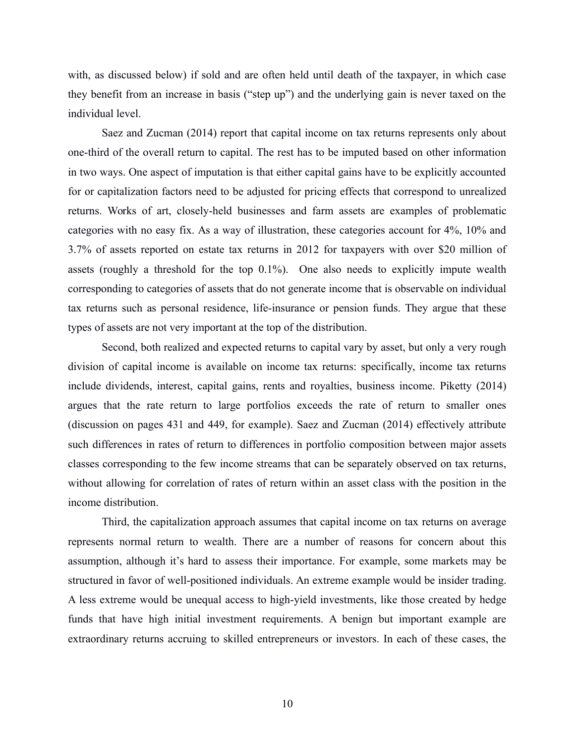with, as discussed below) if sold and are often held until death of the taxpayer, in which case they benefit from an increase in basis ("step up") and the underlying gain is never taxed on the individual level.

Saez and Zucman (2014) report that capital income on tax returns represents only about one-third of the overall return to capital. The rest has to be imputed based on other information in two ways. One aspect of imputation is that either capital gains have to be explicitly accounted for or capitalization factors need to be adjusted for pricing effects that correspond to unrealized returns. Works of art, closely-held businesses and farm assets are examples of problematic categories with no easy fix. As a way of illustration, these categories account for 4%, 10% and 3.7% of assets reported on estate tax returns in 2012 for taxpayers with over \$20 million of assets (roughly a threshold for the top 0.1%). One also needs to explicitly impute wealth corresponding to categories of assets that do not generate income that is observable on individual tax returns such as personal residence, life-insurance or pension funds. They argue that these types of assets are not very important at the top of the distribution.

Second, both realized and expected returns to capital vary by asset, but only a very rough division of capital income is available on income tax returns: specifically, income tax returns include dividends, interest, capital gains, rents and royalties, business income. Piketty (2014) argues that the rate return to large portfolios exceeds the rate of return to smaller ones (discussion on pages 431 and 449, for example). Saez and Zucman (2014) effectively attribute such differences in rates of return to differences in portfolio composition between major assets classes corresponding to the few income streams that can be separately observed on tax returns, without allowing for correlation of rates of return within an asset class with the position in the income distribution.

Third, the capitalization approach assumes that capital income on tax returns on average represents normal return to wealth. There are a number of reasons for concern about this assumption, although it's hard to assess their importance. For example, some markets may be structured in favor of well-positioned individuals. An extreme example would be insider trading. A less extreme would be unequal access to high-yield investments, like those created by hedge funds that have high initial investment requirements. A benign but important example are extraordinary returns accruing to skilled entrepreneurs or investors. In each of these cases, the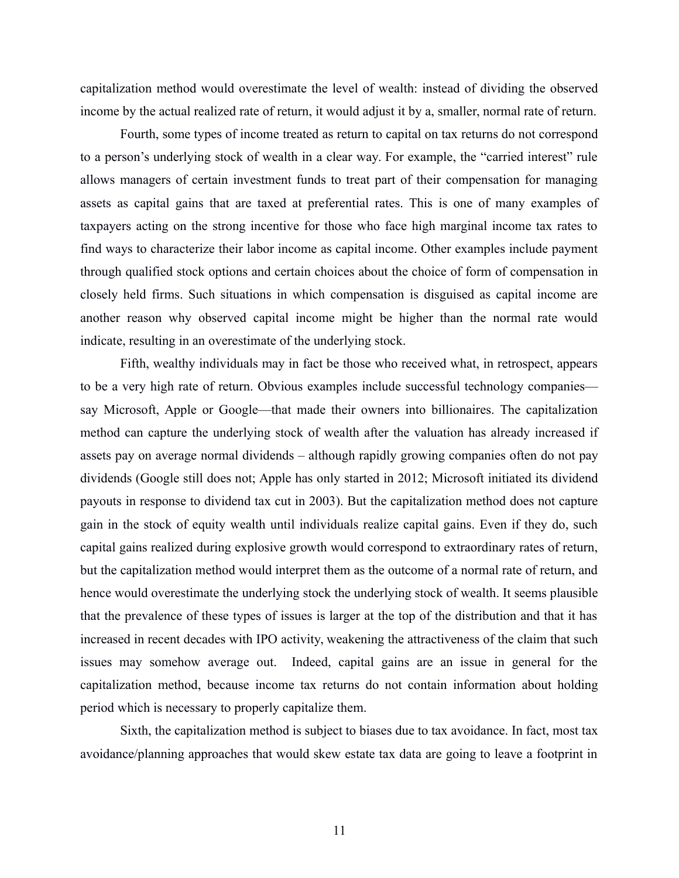capitalization method would overestimate the level of wealth: instead of dividing the observed income by the actual realized rate of return, it would adjust it by a, smaller, normal rate of return.

Fourth, some types of income treated as return to capital on tax returns do not correspond to a person's underlying stock of wealth in a clear way. For example, the "carried interest" rule allows managers of certain investment funds to treat part of their compensation for managing assets as capital gains that are taxed at preferential rates. This is one of many examples of taxpayers acting on the strong incentive for those who face high marginal income tax rates to find ways to characterize their labor income as capital income. Other examples include payment through qualified stock options and certain choices about the choice of form of compensation in closely held firms. Such situations in which compensation is disguised as capital income are another reason why observed capital income might be higher than the normal rate would indicate, resulting in an overestimate of the underlying stock.

Fifth, wealthy individuals may in fact be those who received what, in retrospect, appears to be a very high rate of return. Obvious examples include successful technology companies—say Microsoft, Apple or Google—that made their owners into billionaires. The capitalization method can capture the underlying stock of wealth after the valuation has already increased if assets pay on average normal dividends – although rapidly growing companies often do not pay dividends (Google still does not; Apple has only started in 2012; Microsoft initiated its dividend payouts in response to dividend tax cut in 2003). But the capitalization method does not capture gain in the stock of equity wealth until individuals realize capital gains. Even if they do, such capital gains realized during explosive growth would correspond to extraordinary rates of return, but the capitalization method would interpret them as the outcome of a normal rate of return, and hence would overestimate the underlying stock the underlying stock of wealth. It seems plausible that the prevalence of these types of issues is larger at the top of the distribution and that it has increased in recent decades with IPO activity, weakening the attractiveness of the claim that such issues may somehow average out. Indeed, capital gains are an issue in general for the capitalization method, because income tax returns do not contain information about holding period which is necessary to properly capitalize them.

Sixth, the capitalization method is subject to biases due to tax avoidance. In fact, most tax avoidance/planning approaches that would skew estate tax data are going to leave a footprint in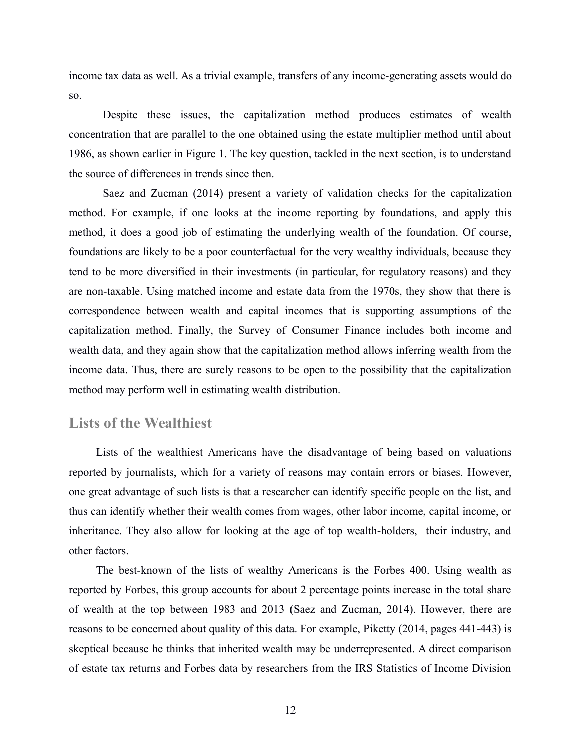income tax data as well. As a trivial example, transfers of any income-generating assets would do so.

Despite these issues, the capitalization method produces estimates of wealth concentration that are parallel to the one obtained using the estate multiplier method until about 1986, as shown earlier in Figure 1. The key question, tackled in the next section, is to understand the source of differences in trends since then.

Saez and Zucman (2014) present a variety of validation checks for the capitalization method. For example, if one looks at the income reporting by foundations, and apply this method, it does a good job of estimating the underlying wealth of the foundation. Of course, foundations are likely to be a poor counterfactual for the very wealthy individuals, because they tend to be more diversified in their investments (in particular, for regulatory reasons) and they are non-taxable. Using matched income and estate data from the 1970s, they show that there is correspondence between wealth and capital incomes that is supporting assumptions of the capitalization method. Finally, the Survey of Consumer Finance includes both income and wealth data, and they again show that the capitalization method allows inferring wealth from the income data. Thus, there are surely reasons to be open to the possibility that the capitalization method may perform well in estimating wealth distribution.

## Lists of the Wealthiest

Lists of the wealthiest Americans have the disadvantage of being based on valuations reported by journalists, which for a variety of reasons may contain errors or biases. However, one great advantage of such lists is that a researcher can identify specific people on the list, and thus can identify whether their wealth comes from wages, other labor income, capital income, or inheritance. They also allow for looking at the age of top wealth-holders, their industry, and other factors.

The best-known of the lists of wealthy Americans is the Forbes 400. Using wealth as reported by Forbes, this group accounts for about 2 percentage points increase in the total share of wealth at the top between 1983 and 2013 (Saez and Zucman, 2014). However, there are reasons to be concerned about quality of this data. For example, Piketty (2014, pages 441-443) is skeptical because he thinks that inherited wealth may be underrepresented. A direct comparison of estate tax returns and Forbes data by researchers from the IRS Statistics of Income Division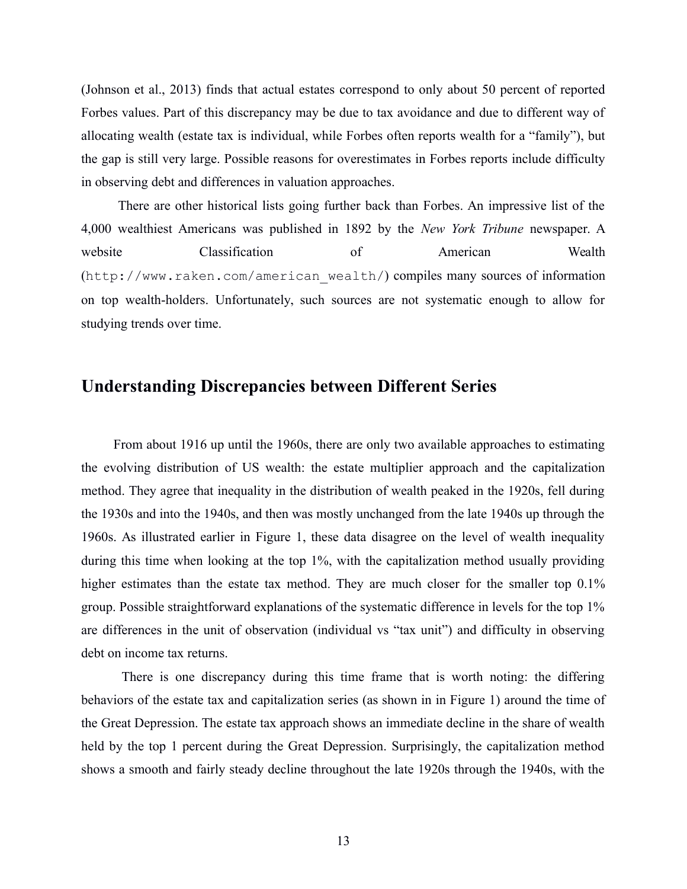(Johnson et al., 2013) finds that actual estates correspond to only about 50 percent of reported Forbes values. Part of this discrepancy may be due to tax avoidance and due to different way of allocating wealth (estate tax is individual, while Forbes often reports wealth for a "family"), but the gap is still very large. Possible reasons for overestimates in Forbes reports include difficulty in observing debt and differences in valuation approaches.

There are other historical lists going further back than Forbes. An impressive list of the 4,000 wealthiest Americans was published in 1892 by the *New York Tribune* newspaper. A website Classification of American Wealth (`http://www.raken.com/american_wealth/`) compiles many sources of information on top wealth-holders. Unfortunately, such sources are not systematic enough to allow for studying trends over time.

## Understanding Discrepancies between Different Series

From about 1916 up until the 1960s, there are only two available approaches to estimating the evolving distribution of US wealth: the estate multiplier approach and the capitalization method. They agree that inequality in the distribution of wealth peaked in the 1920s, fell during the 1930s and into the 1940s, and then was mostly unchanged from the late 1940s up through the 1960s. As illustrated earlier in Figure 1, these data disagree on the level of wealth inequality during this time when looking at the top 1%, with the capitalization method usually providing higher estimates than the estate tax method. They are much closer for the smaller top 0.1% group. Possible straightforward explanations of the systematic difference in levels for the top 1% are differences in the unit of observation (individual vs "tax unit") and difficulty in observing debt on income tax returns.

There is one discrepancy during this time frame that is worth noting: the differing behaviors of the estate tax and capitalization series (as shown in in Figure 1) around the time of the Great Depression. The estate tax approach shows an immediate decline in the share of wealth held by the top 1 percent during the Great Depression. Surprisingly, the capitalization method shows a smooth and fairly steady decline throughout the late 1920s through the 1940s, with the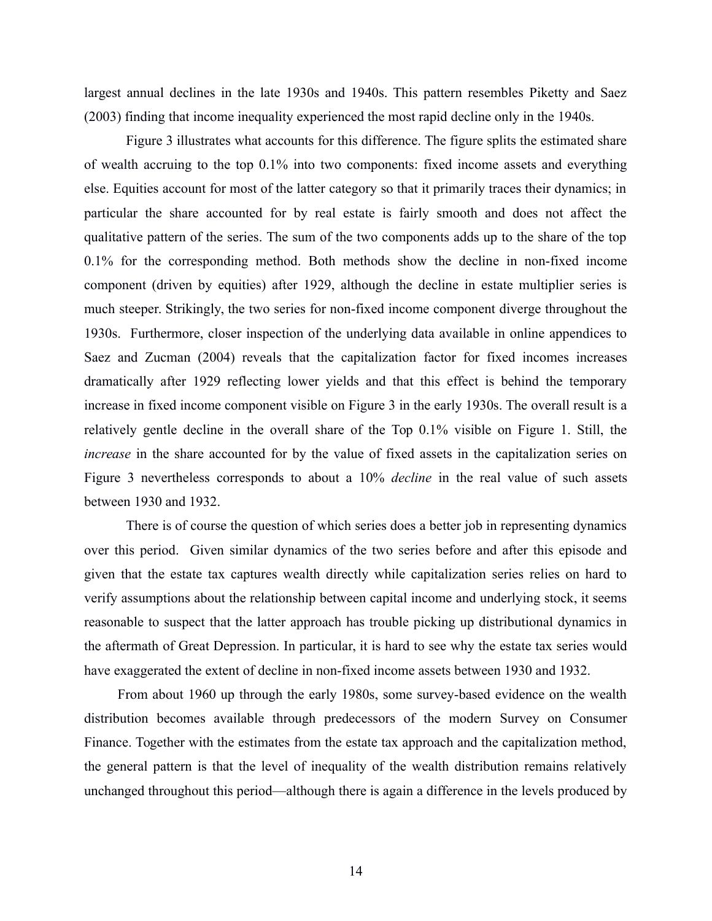largest annual declines in the late 1930s and 1940s. This pattern resembles Piketty and Saez (2003) finding that income inequality experienced the most rapid decline only in the 1940s.

Figure 3 illustrates what accounts for this difference. The figure splits the estimated share of wealth accruing to the top 0.1% into two components: fixed income assets and everything else. Equities account for most of the latter category so that it primarily traces their dynamics; in particular the share accounted for by real estate is fairly smooth and does not affect the qualitative pattern of the series. The sum of the two components adds up to the share of the top 0.1% for the corresponding method. Both methods show the decline in non-fixed income component (driven by equities) after 1929, although the decline in estate multiplier series is much steeper. Strikingly, the two series for non-fixed income component diverge throughout the 1930s. Furthermore, closer inspection of the underlying data available in online appendices to Saez and Zucman (2004) reveals that the capitalization factor for fixed incomes increases dramatically after 1929 reflecting lower yields and that this effect is behind the temporary increase in fixed income component visible on Figure 3 in the early 1930s. The overall result is a relatively gentle decline in the overall share of the Top 0.1% visible on Figure 1. Still, the *increase* in the share accounted for by the value of fixed assets in the capitalization series on Figure 3 nevertheless corresponds to about a 10% *decline* in the real value of such assets between 1930 and 1932.

There is of course the question of which series does a better job in representing dynamics over this period. Given similar dynamics of the two series before and after this episode and given that the estate tax captures wealth directly while capitalization series relies on hard to verify assumptions about the relationship between capital income and underlying stock, it seems reasonable to suspect that the latter approach has trouble picking up distributional dynamics in the aftermath of Great Depression. In particular, it is hard to see why the estate tax series would have exaggerated the extent of decline in non-fixed income assets between 1930 and 1932.

From about 1960 up through the early 1980s, some survey-based evidence on the wealth distribution becomes available through predecessors of the modern Survey on Consumer Finance. Together with the estimates from the estate tax approach and the capitalization method, the general pattern is that the level of inequality of the wealth distribution remains relatively unchanged throughout this period—although there is again a difference in the levels produced by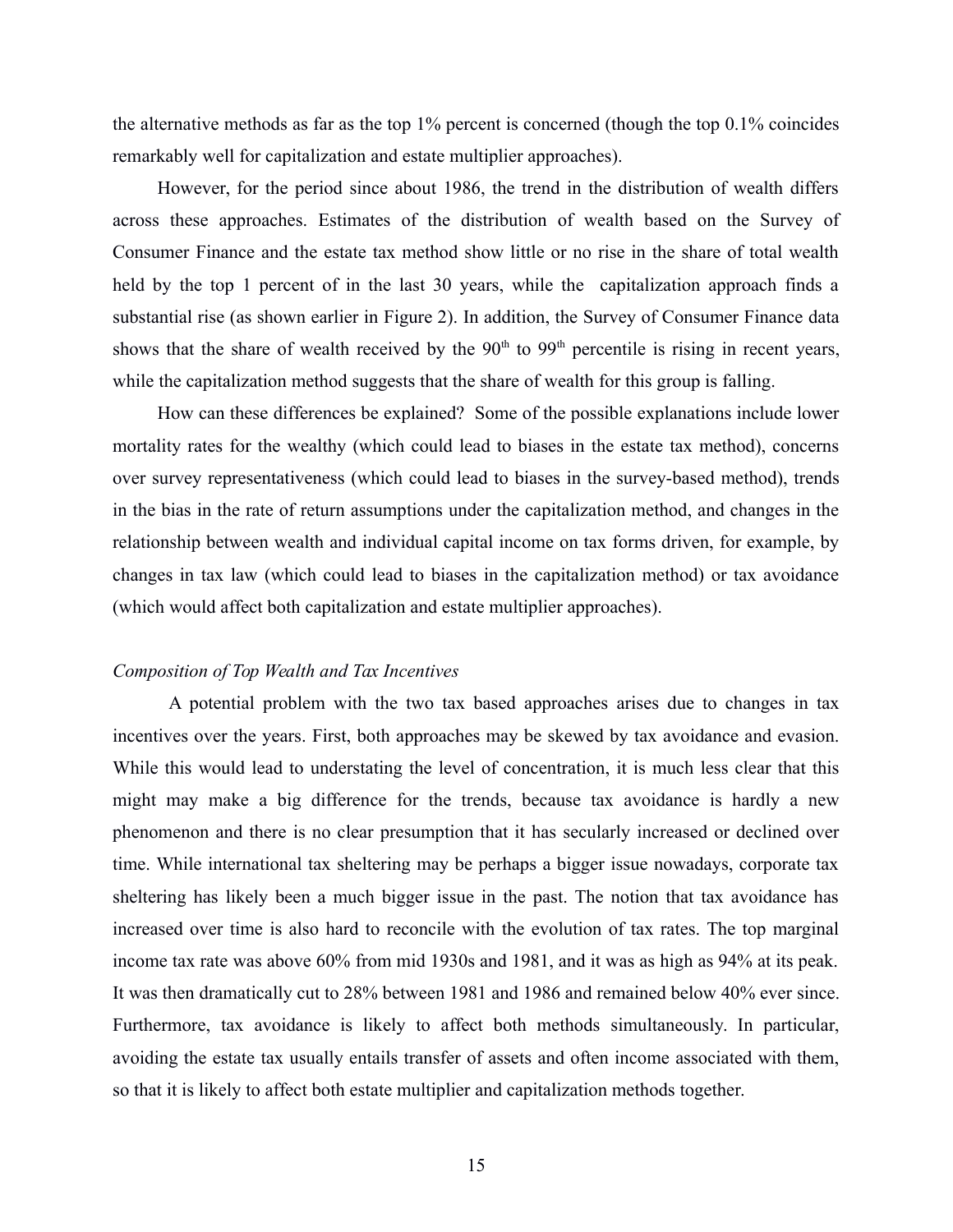the alternative methods as far as the top 1% percent is concerned (though the top 0.1% coincides remarkably well for capitalization and estate multiplier approaches).

However, for the period since about 1986, the trend in the distribution of wealth differs across these approaches. Estimates of the distribution of wealth based on the Survey of Consumer Finance and the estate tax method show little or no rise in the share of total wealth held by the top 1 percent of in the last 30 years, while the capitalization approach finds a substantial rise (as shown earlier in Figure 2). In addition, the Survey of Consumer Finance data shows that the share of wealth received by the 90th to 99th percentile is rising in recent years, while the capitalization method suggests that the share of wealth for this group is falling.

How can these differences be explained? Some of the possible explanations include lower mortality rates for the wealthy (which could lead to biases in the estate tax method), concerns over survey representativeness (which could lead to biases in the survey-based method), trends in the bias in the rate of return assumptions under the capitalization method, and changes in the relationship between wealth and individual capital income on tax forms driven, for example, by changes in tax law (which could lead to biases in the capitalization method) or tax avoidance (which would affect both capitalization and estate multiplier approaches).

*Composition of Top Wealth and Tax Incentives*

A potential problem with the two tax based approaches arises due to changes in tax incentives over the years. First, both approaches may be skewed by tax avoidance and evasion. While this would lead to understating the level of concentration, it is much less clear that this might may make a big difference for the trends, because tax avoidance is hardly a new phenomenon and there is no clear presumption that it has secularly increased or declined over time. While international tax sheltering may be perhaps a bigger issue nowadays, corporate tax sheltering has likely been a much bigger issue in the past. The notion that tax avoidance has increased over time is also hard to reconcile with the evolution of tax rates. The top marginal income tax rate was above 60% from mid 1930s and 1981, and it was as high as 94% at its peak. It was then dramatically cut to 28% between 1981 and 1986 and remained below 40% ever since. Furthermore, tax avoidance is likely to affect both methods simultaneously. In particular, avoiding the estate tax usually entails transfer of assets and often income associated with them, so that it is likely to affect both estate multiplier and capitalization methods together.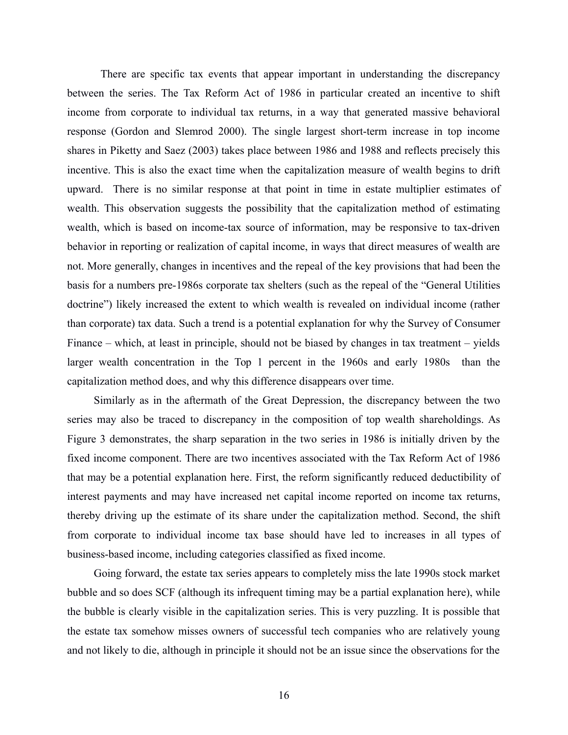There are specific tax events that appear important in understanding the discrepancy between the series. The Tax Reform Act of 1986 in particular created an incentive to shift income from corporate to individual tax returns, in a way that generated massive behavioral response (Gordon and Slemrod 2000). The single largest short-term increase in top income shares in Piketty and Saez (2003) takes place between 1986 and 1988 and reflects precisely this incentive. This is also the exact time when the capitalization measure of wealth begins to drift upward. There is no similar response at that point in time in estate multiplier estimates of wealth. This observation suggests the possibility that the capitalization method of estimating wealth, which is based on income-tax source of information, may be responsive to tax-driven behavior in reporting or realization of capital income, in ways that direct measures of wealth are not. More generally, changes in incentives and the repeal of the key provisions that had been the basis for a numbers pre-1986s corporate tax shelters (such as the repeal of the "General Utilities doctrine") likely increased the extent to which wealth is revealed on individual income (rather than corporate) tax data. Such a trend is a potential explanation for why the Survey of Consumer Finance – which, at least in principle, should not be biased by changes in tax treatment – yields larger wealth concentration in the Top 1 percent in the 1960s and early 1980s than the capitalization method does, and why this difference disappears over time.

Similarly as in the aftermath of the Great Depression, the discrepancy between the two series may also be traced to discrepancy in the composition of top wealth shareholdings. As Figure 3 demonstrates, the sharp separation in the two series in 1986 is initially driven by the fixed income component. There are two incentives associated with the Tax Reform Act of 1986 that may be a potential explanation here. First, the reform significantly reduced deductibility of interest payments and may have increased net capital income reported on income tax returns, thereby driving up the estimate of its share under the capitalization method. Second, the shift from corporate to individual income tax base should have led to increases in all types of business-based income, including categories classified as fixed income.

Going forward, the estate tax series appears to completely miss the late 1990s stock market bubble and so does SCF (although its infrequent timing may be a partial explanation here), while the bubble is clearly visible in the capitalization series. This is very puzzling. It is possible that the estate tax somehow misses owners of successful tech companies who are relatively young and not likely to die, although in principle it should not be an issue since the observations for the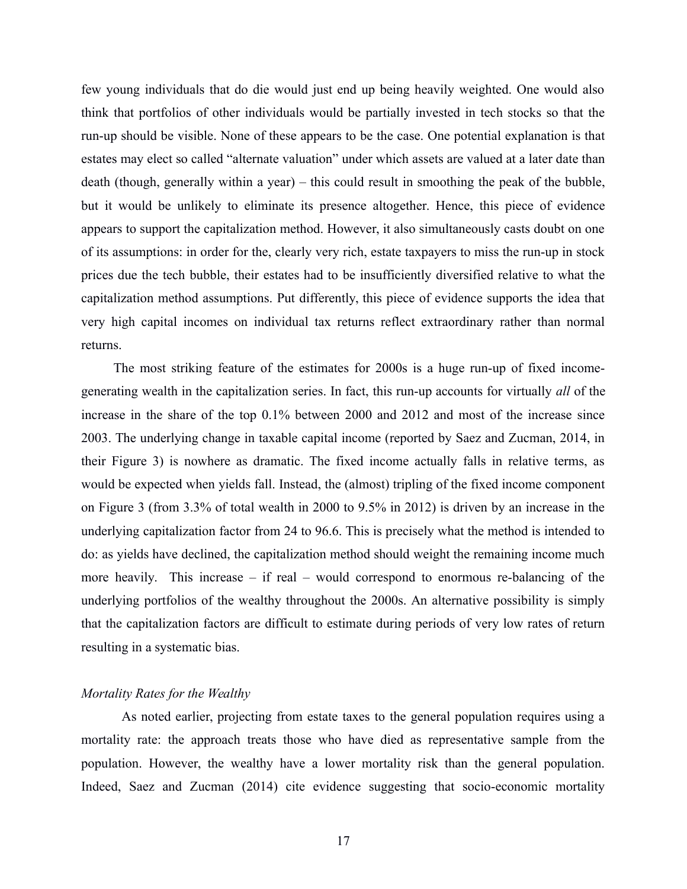few young individuals that do die would just end up being heavily weighted. One would also think that portfolios of other individuals would be partially invested in tech stocks so that the run-up should be visible. None of these appears to be the case. One potential explanation is that estates may elect so called "alternate valuation" under which assets are valued at a later date than death (though, generally within a year) – this could result in smoothing the peak of the bubble, but it would be unlikely to eliminate its presence altogether. Hence, this piece of evidence appears to support the capitalization method. However, it also simultaneously casts doubt on one of its assumptions: in order for the, clearly very rich, estate taxpayers to miss the run-up in stock prices due the tech bubble, their estates had to be insufficiently diversified relative to what the capitalization method assumptions. Put differently, this piece of evidence supports the idea that very high capital incomes on individual tax returns reflect extraordinary rather than normal returns.

The most striking feature of the estimates for 2000s is a huge run-up of fixed income-generating wealth in the capitalization series. In fact, this run-up accounts for virtually *all* of the increase in the share of the top 0.1% between 2000 and 2012 and most of the increase since 2003. The underlying change in taxable capital income (reported by Saez and Zucman, 2014, in their Figure 3) is nowhere as dramatic. The fixed income actually falls in relative terms, as would be expected when yields fall. Instead, the (almost) tripling of the fixed income component on Figure 3 (from 3.3% of total wealth in 2000 to 9.5% in 2012) is driven by an increase in the underlying capitalization factor from 24 to 96.6. This is precisely what the method is intended to do: as yields have declined, the capitalization method should weight the remaining income much more heavily. This increase – if real – would correspond to enormous re-balancing of the underlying portfolios of the wealthy throughout the 2000s. An alternative possibility is simply that the capitalization factors are difficult to estimate during periods of very low rates of return resulting in a systematic bias.

*Mortality Rates for the Wealthy*

As noted earlier, projecting from estate taxes to the general population requires using a mortality rate: the approach treats those who have died as representative sample from the population. However, the wealthy have a lower mortality risk than the general population. Indeed, Saez and Zucman (2014) cite evidence suggesting that socio-economic mortality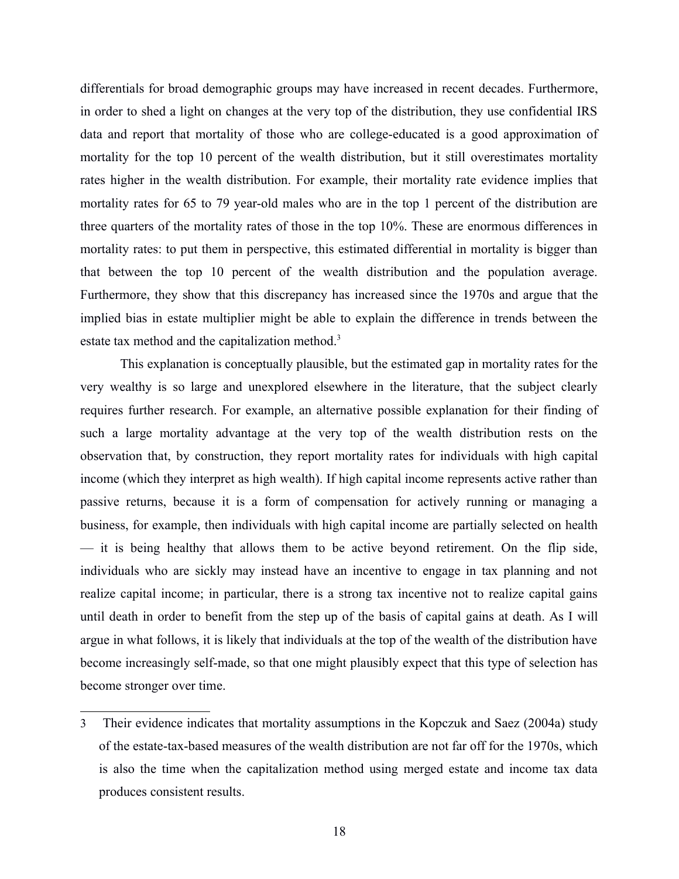differentials for broad demographic groups may have increased in recent decades. Furthermore, in order to shed a light on changes at the very top of the distribution, they use confidential IRS data and report that mortality of those who are college-educated is a good approximation of mortality for the top 10 percent of the wealth distribution, but it still overestimates mortality rates higher in the wealth distribution. For example, their mortality rate evidence implies that mortality rates for 65 to 79 year-old males who are in the top 1 percent of the distribution are three quarters of the mortality rates of those in the top 10%. These are enormous differences in mortality rates: to put them in perspective, this estimated differential in mortality is bigger than that between the top 10 percent of the wealth distribution and the population average. Furthermore, they show that this discrepancy has increased since the 1970s and argue that the implied bias in estate multiplier might be able to explain the difference in trends between the estate tax method and the capitalization method.[3]

This explanation is conceptually plausible, but the estimated gap in mortality rates for the very wealthy is so large and unexplored elsewhere in the literature, that the subject clearly requires further research. For example, an alternative possible explanation for their finding of such a large mortality advantage at the very top of the wealth distribution rests on the observation that, by construction, they report mortality rates for individuals with high capital income (which they interpret as high wealth). If high capital income represents active rather than passive returns, because it is a form of compensation for actively running or managing a business, for example, then individuals with high capital income are partially selected on health — it is being healthy that allows them to be active beyond retirement. On the flip side, individuals who are sickly may instead have an incentive to engage in tax planning and not realize capital income; in particular, there is a strong tax incentive not to realize capital gains until death in order to benefit from the step up of the basis of capital gains at death. As I will argue in what follows, it is likely that individuals at the top of the wealth of the distribution have become increasingly self-made, so that one might plausibly expect that this type of selection has become stronger over time.

---

3 Their evidence indicates that mortality assumptions in the Kopczuk and Saez (2004a) study of the estate-tax-based measures of the wealth distribution are not far off for the 1970s, which is also the time when the capitalization method using merged estate and income tax data produces consistent results.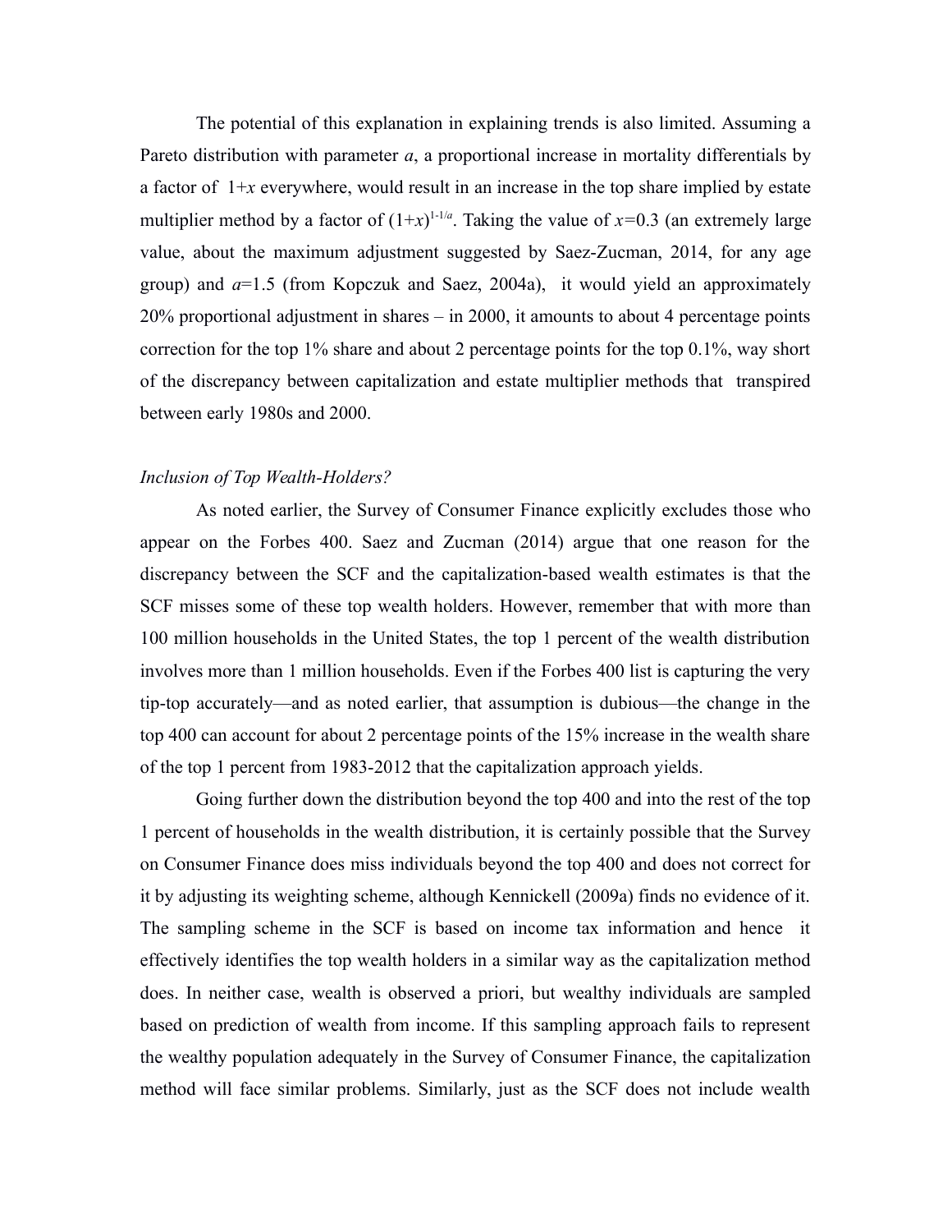The potential of this explanation in explaining trends is also limited. Assuming a Pareto distribution with parameter $a$, a proportional increase in mortality differentials by a factor of $1+x$ everywhere, would result in an increase in the top share implied by estate multiplier method by a factor of $(1+x)^{1-1/a}$. Taking the value of $x=0.3$ (an extremely large value, about the maximum adjustment suggested by Saez-Zucman, 2014, for any age group) and $a=1.5$ (from Kopczuk and Saez, 2004a), it would yield an approximately 20% proportional adjustment in shares – in 2000, it amounts to about 4 percentage points correction for the top 1% share and about 2 percentage points for the top 0.1%, way short of the discrepancy between capitalization and estate multiplier methods that transpired between early 1980s and 2000.

*Inclusion of Top Wealth-Holders?*

As noted earlier, the Survey of Consumer Finance explicitly excludes those who appear on the Forbes 400. Saez and Zucman (2014) argue that one reason for the discrepancy between the SCF and the capitalization-based wealth estimates is that the SCF misses some of these top wealth holders. However, remember that with more than 100 million households in the United States, the top 1 percent of the wealth distribution involves more than 1 million households. Even if the Forbes 400 list is capturing the very tip-top accurately—and as noted earlier, that assumption is dubious—the change in the top 400 can account for about 2 percentage points of the 15% increase in the wealth share of the top 1 percent from 1983-2012 that the capitalization approach yields.

Going further down the distribution beyond the top 400 and into the rest of the top 1 percent of households in the wealth distribution, it is certainly possible that the Survey on Consumer Finance does miss individuals beyond the top 400 and does not correct for it by adjusting its weighting scheme, although Kennickell (2009a) finds no evidence of it. The sampling scheme in the SCF is based on income tax information and hence it effectively identifies the top wealth holders in a similar way as the capitalization method does. In neither case, wealth is observed a priori, but wealthy individuals are sampled based on prediction of wealth from income. If this sampling approach fails to represent the wealthy population adequately in the Survey of Consumer Finance, the capitalization method will face similar problems. Similarly, just as the SCF does not include wealth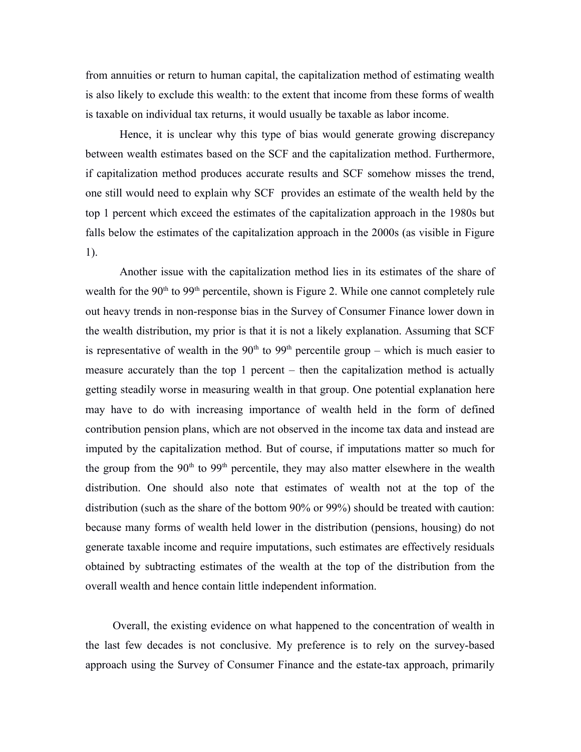from annuities or return to human capital, the capitalization method of estimating wealth is also likely to exclude this wealth: to the extent that income from these forms of wealth is taxable on individual tax returns, it would usually be taxable as labor income.

Hence, it is unclear why this type of bias would generate growing discrepancy between wealth estimates based on the SCF and the capitalization method. Furthermore, if capitalization method produces accurate results and SCF somehow misses the trend, one still would need to explain why SCF provides an estimate of the wealth held by the top 1 percent which exceed the estimates of the capitalization approach in the 1980s but falls below the estimates of the capitalization approach in the 2000s (as visible in Figure 1).

Another issue with the capitalization method lies in its estimates of the share of wealth for the 90th to 99th percentile, shown is Figure 2. While one cannot completely rule out heavy trends in non-response bias in the Survey of Consumer Finance lower down in the wealth distribution, my prior is that it is not a likely explanation. Assuming that SCF is representative of wealth in the 90th to 99th percentile group – which is much easier to measure accurately than the top 1 percent – then the capitalization method is actually getting steadily worse in measuring wealth in that group. One potential explanation here may have to do with increasing importance of wealth held in the form of defined contribution pension plans, which are not observed in the income tax data and instead are imputed by the capitalization method. But of course, if imputations matter so much for the group from the 90th to 99th percentile, they may also matter elsewhere in the wealth distribution. One should also note that estimates of wealth not at the top of the distribution (such as the share of the bottom 90% or 99%) should be treated with caution: because many forms of wealth held lower in the distribution (pensions, housing) do not generate taxable income and require imputations, such estimates are effectively residuals obtained by subtracting estimates of the wealth at the top of the distribution from the overall wealth and hence contain little independent information.

Overall, the existing evidence on what happened to the concentration of wealth in the last few decades is not conclusive. My preference is to rely on the survey-based approach using the Survey of Consumer Finance and the estate-tax approach, primarily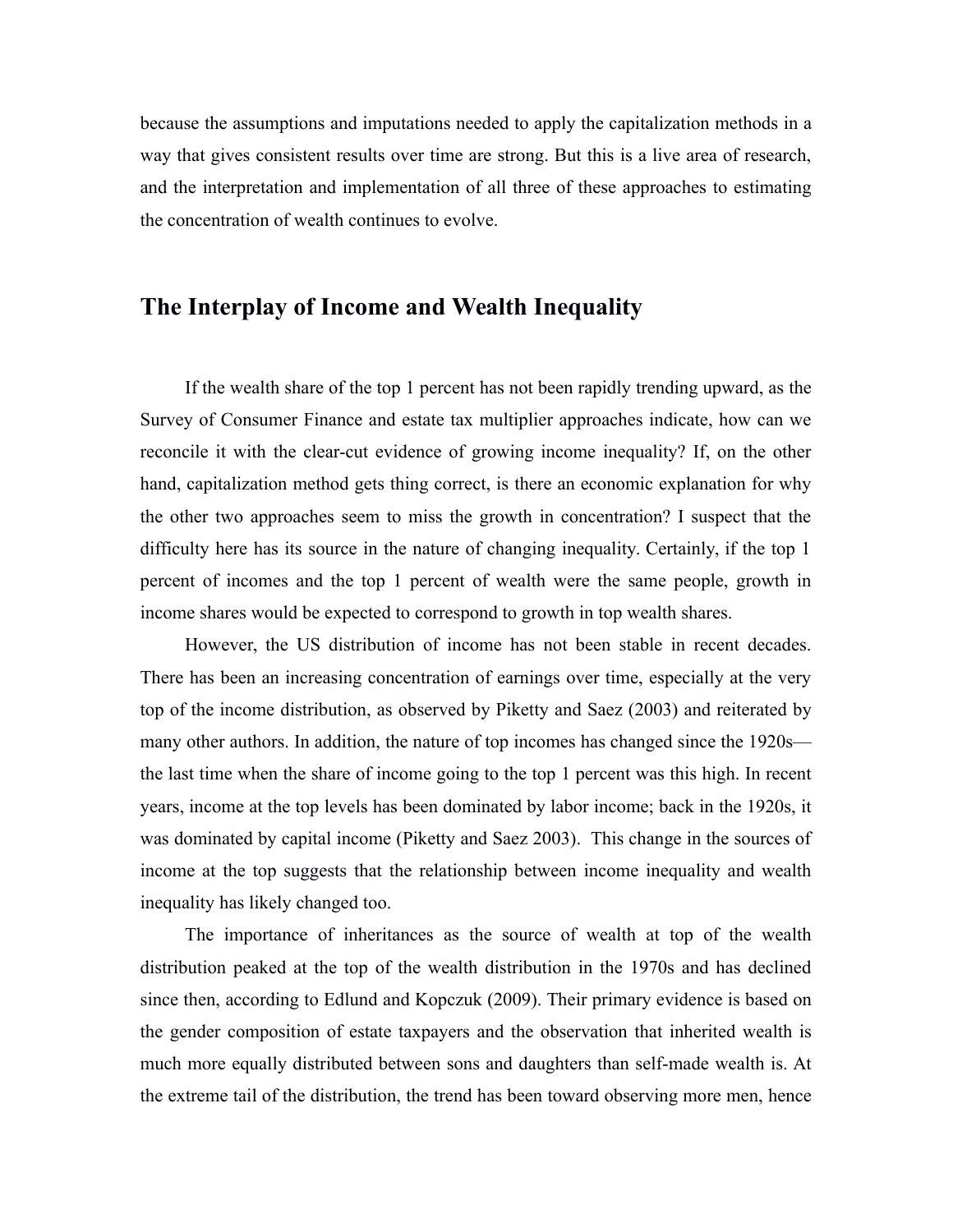because the assumptions and imputations needed to apply the capitalization methods in a way that gives consistent results over time are strong. But this is a live area of research, and the interpretation and implementation of all three of these approaches to estimating the concentration of wealth continues to evolve.

## The Interplay of Income and Wealth Inequality

If the wealth share of the top 1 percent has not been rapidly trending upward, as the Survey of Consumer Finance and estate tax multiplier approaches indicate, how can we reconcile it with the clear-cut evidence of growing income inequality? If, on the other hand, capitalization method gets thing correct, is there an economic explanation for why the other two approaches seem to miss the growth in concentration? I suspect that the difficulty here has its source in the nature of changing inequality. Certainly, if the top 1 percent of incomes and the top 1 percent of wealth were the same people, growth in income shares would be expected to correspond to growth in top wealth shares.

However, the US distribution of income has not been stable in recent decades. There has been an increasing concentration of earnings over time, especially at the very top of the income distribution, as observed by Piketty and Saez (2003) and reiterated by many other authors. In addition, the nature of top incomes has changed since the 1920s—the last time when the share of income going to the top 1 percent was this high. In recent years, income at the top levels has been dominated by labor income; back in the 1920s, it was dominated by capital income (Piketty and Saez 2003). This change in the sources of income at the top suggests that the relationship between income inequality and wealth inequality has likely changed too.

The importance of inheritances as the source of wealth at top of the wealth distribution peaked at the top of the wealth distribution in the 1970s and has declined since then, according to Edlund and Kopczuk (2009). Their primary evidence is based on the gender composition of estate taxpayers and the observation that inherited wealth is much more equally distributed between sons and daughters than self-made wealth is. At the extreme tail of the distribution, the trend has been toward observing more men, hence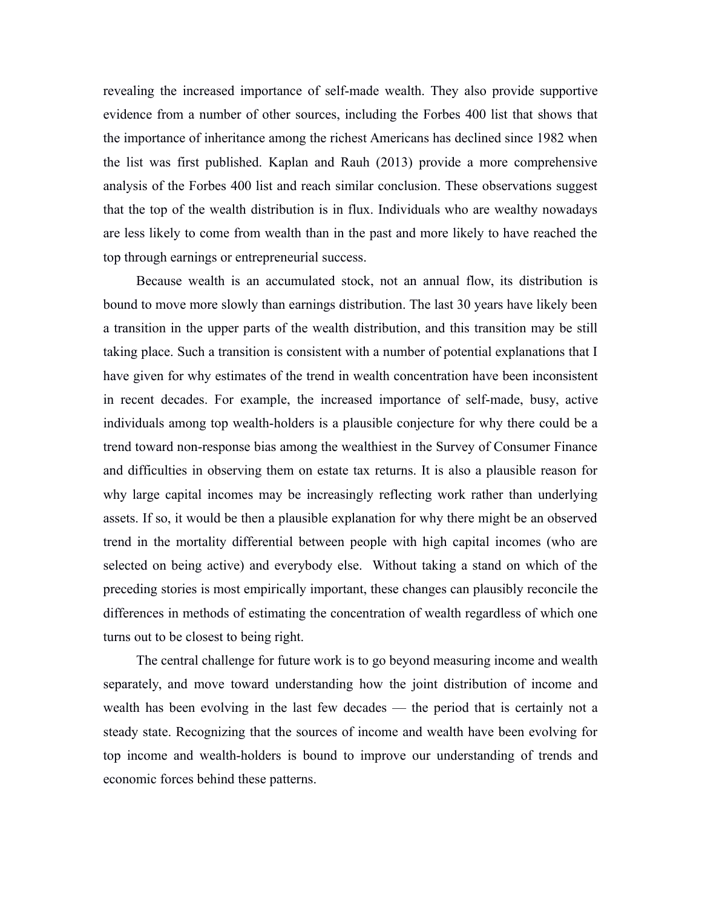revealing the increased importance of self-made wealth. They also provide supportive evidence from a number of other sources, including the Forbes 400 list that shows that the importance of inheritance among the richest Americans has declined since 1982 when the list was first published. Kaplan and Rauh (2013) provide a more comprehensive analysis of the Forbes 400 list and reach similar conclusion. These observations suggest that the top of the wealth distribution is in flux. Individuals who are wealthy nowadays are less likely to come from wealth than in the past and more likely to have reached the top through earnings or entrepreneurial success.

Because wealth is an accumulated stock, not an annual flow, its distribution is bound to move more slowly than earnings distribution. The last 30 years have likely been a transition in the upper parts of the wealth distribution, and this transition may be still taking place. Such a transition is consistent with a number of potential explanations that I have given for why estimates of the trend in wealth concentration have been inconsistent in recent decades. For example, the increased importance of self-made, busy, active individuals among top wealth-holders is a plausible conjecture for why there could be a trend toward non-response bias among the wealthiest in the Survey of Consumer Finance and difficulties in observing them on estate tax returns. It is also a plausible reason for why large capital incomes may be increasingly reflecting work rather than underlying assets. If so, it would be then a plausible explanation for why there might be an observed trend in the mortality differential between people with high capital incomes (who are selected on being active) and everybody else. Without taking a stand on which of the preceding stories is most empirically important, these changes can plausibly reconcile the differences in methods of estimating the concentration of wealth regardless of which one turns out to be closest to being right.

The central challenge for future work is to go beyond measuring income and wealth separately, and move toward understanding how the joint distribution of income and wealth has been evolving in the last few decades — the period that is certainly not a steady state. Recognizing that the sources of income and wealth have been evolving for top income and wealth-holders is bound to improve our understanding of trends and economic forces behind these patterns.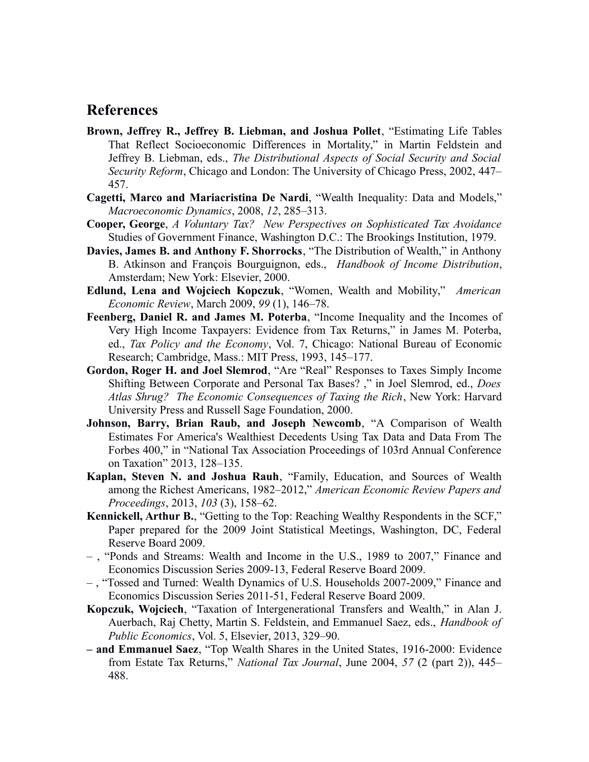## References

**Brown, Jeffrey R., Jeffrey B. Liebman, and Joshua Pollet**, "Estimating Life Tables That Reflect Socioeconomic Differences in Mortality," in Martin Feldstein and Jeffrey B. Liebman, eds., *The Distributional Aspects of Social Security and Social Security Reform*, Chicago and London: The University of Chicago Press, 2002, 447–457.

**Cagetti, Marco and Mariacristina De Nardi**, "Wealth Inequality: Data and Models," *Macroeconomic Dynamics*, 2008, *12*, 285–313.

**Cooper, George**, *A Voluntary Tax? New Perspectives on Sophisticated Tax Avoidance* Studies of Government Finance, Washington D.C.: The Brookings Institution, 1979.

**Davies, James B. and Anthony F. Shorrocks**, "The Distribution of Wealth," in Anthony B. Atkinson and François Bourguignon, eds., *Handbook of Income Distribution*, Amsterdam; New York: Elsevier, 2000.

**Edlund, Lena and Wojciech Kopczuk**, "Women, Wealth and Mobility," *American Economic Review*, March 2009, *99* (1), 146–78.

**Feenberg, Daniel R. and James M. Poterba**, "Income Inequality and the Incomes of Very High Income Taxpayers: Evidence from Tax Returns," in James M. Poterba, ed., *Tax Policy and the Economy*, Vol. 7, Chicago: National Bureau of Economic Research; Cambridge, Mass.: MIT Press, 1993, 145–177.

**Gordon, Roger H. and Joel Slemrod**, "Are "Real" Responses to Taxes Simply Income Shifting Between Corporate and Personal Tax Bases? ," in Joel Slemrod, ed., *Does Atlas Shrug? The Economic Consequences of Taxing the Rich*, New York: Harvard University Press and Russell Sage Foundation, 2000.

**Johnson, Barry, Brian Raub, and Joseph Newcomb**, "A Comparison of Wealth Estimates For America's Wealthiest Decedents Using Tax Data and Data From The Forbes 400," in "National Tax Association Proceedings of 103rd Annual Conference on Taxation" 2013, 128–135.

**Kaplan, Steven N. and Joshua Rauh**, "Family, Education, and Sources of Wealth among the Richest Americans, 1982–2012," *American Economic Review Papers and Proceedings*, 2013, *103* (3), 158–62.

**Kennickell, Arthur B.**, "Getting to the Top: Reaching Wealthy Respondents in the SCF," Paper prepared for the 2009 Joint Statistical Meetings, Washington, DC, Federal Reserve Board 2009.

– , "Ponds and Streams: Wealth and Income in the U.S., 1989 to 2007," Finance and Economics Discussion Series 2009-13, Federal Reserve Board 2009.

– , "Tossed and Turned: Wealth Dynamics of U.S. Households 2007-2009," Finance and Economics Discussion Series 2011-51, Federal Reserve Board 2009.

**Kopczuk, Wojciech**, "Taxation of Intergenerational Transfers and Wealth," in Alan J. Auerbach, Raj Chetty, Martin S. Feldstein, and Emmanuel Saez, eds., *Handbook of Public Economics*, Vol. 5, Elsevier, 2013, 329–90.

**– and Emmanuel Saez**, "Top Wealth Shares in the United States, 1916-2000: Evidence from Estate Tax Returns," *National Tax Journal*, June 2004, *57* (2 (part 2)), 445–488.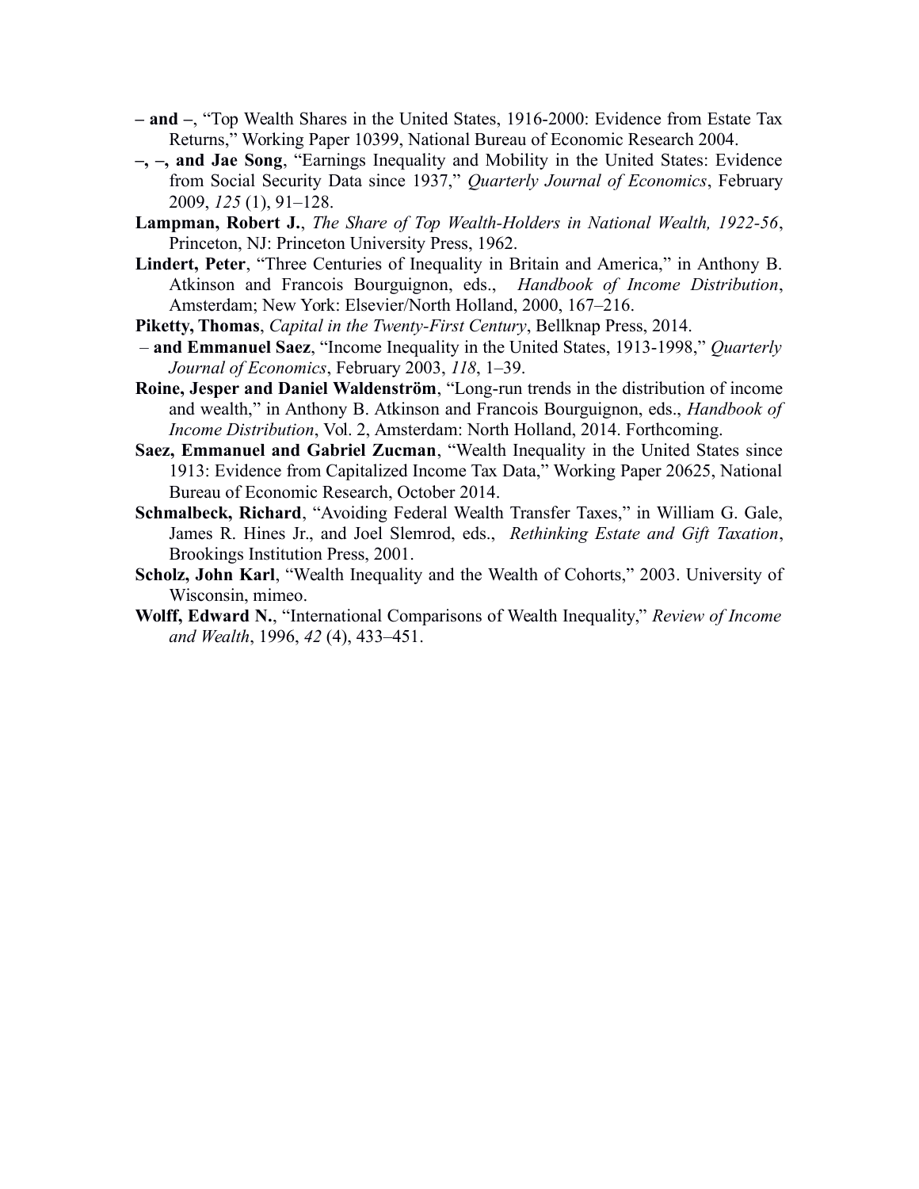**– and –**, "Top Wealth Shares in the United States, 1916-2000: Evidence from Estate Tax Returns," Working Paper 10399, National Bureau of Economic Research 2004.

**–, –, and Jae Song**, "Earnings Inequality and Mobility in the United States: Evidence from Social Security Data since 1937," *Quarterly Journal of Economics*, February 2009, *125* (1), 91–128.

**Lampman, Robert J.**, *The Share of Top Wealth-Holders in National Wealth, 1922-56*, Princeton, NJ: Princeton University Press, 1962.

**Lindert, Peter**, "Three Centuries of Inequality in Britain and America," in Anthony B. Atkinson and Francois Bourguignon, eds., *Handbook of Income Distribution*, Amsterdam; New York: Elsevier/North Holland, 2000, 167–216.

**Piketty, Thomas**, *Capital in the Twenty-First Century*, Bellknap Press, 2014.

**– and Emmanuel Saez**, "Income Inequality in the United States, 1913-1998," *Quarterly Journal of Economics*, February 2003, *118*, 1–39.

**Roine, Jesper and Daniel Waldenström**, "Long-run trends in the distribution of income and wealth," in Anthony B. Atkinson and Francois Bourguignon, eds., *Handbook of Income Distribution*, Vol. 2, Amsterdam: North Holland, 2014. Forthcoming.

**Saez, Emmanuel and Gabriel Zucman**, "Wealth Inequality in the United States since 1913: Evidence from Capitalized Income Tax Data," Working Paper 20625, National Bureau of Economic Research, October 2014.

**Schmalbeck, Richard**, "Avoiding Federal Wealth Transfer Taxes," in William G. Gale, James R. Hines Jr., and Joel Slemrod, eds., *Rethinking Estate and Gift Taxation*, Brookings Institution Press, 2001.

**Scholz, John Karl**, "Wealth Inequality and the Wealth of Cohorts," 2003. University of Wisconsin, mimeo.

**Wolff, Edward N.**, "International Comparisons of Wealth Inequality," *Review of Income and Wealth*, 1996, *42* (4), 433–451.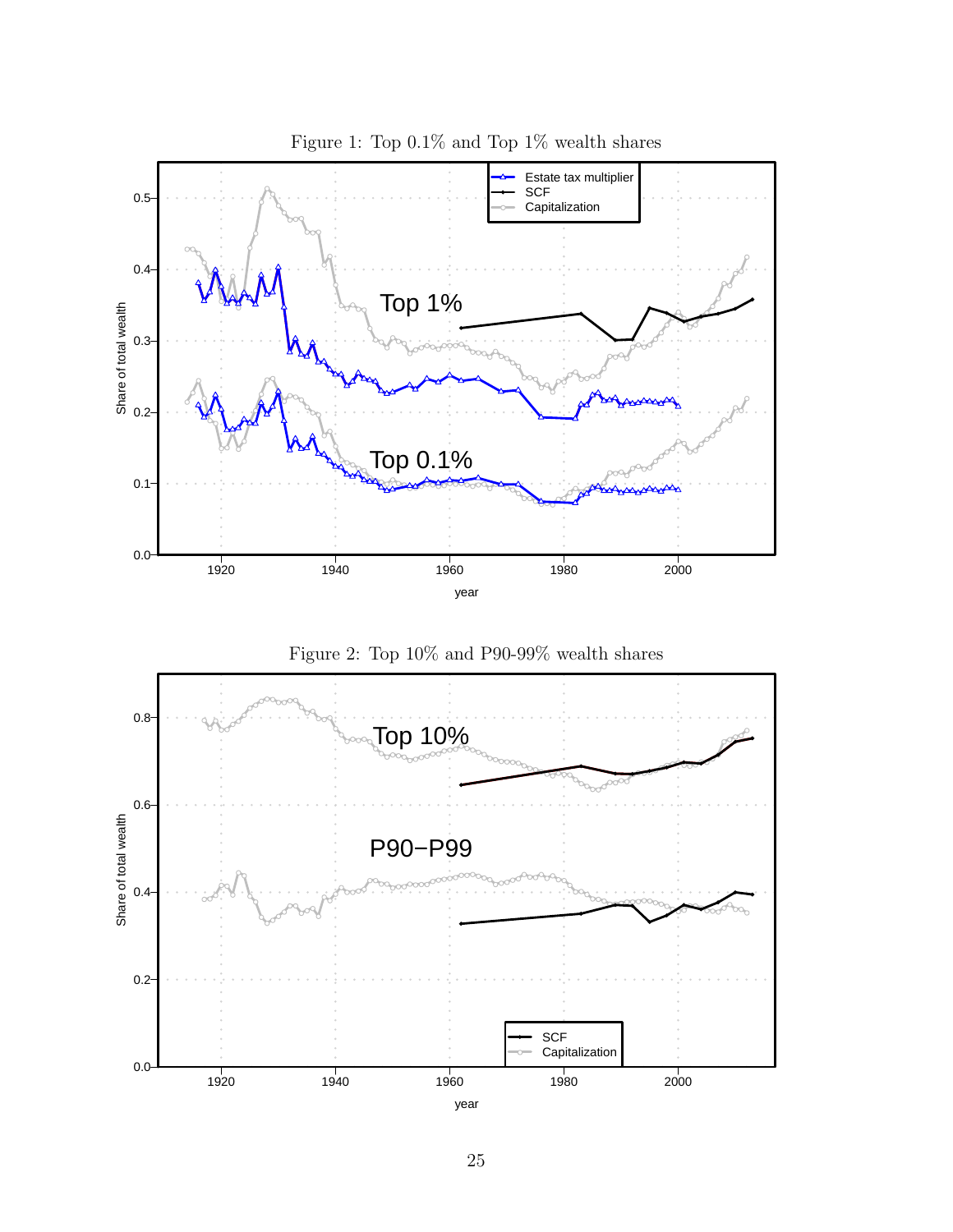Figure 1: Top 0.1% and Top 1% wealth shares

Figure 2: Top 10% and P90-99% wealth shares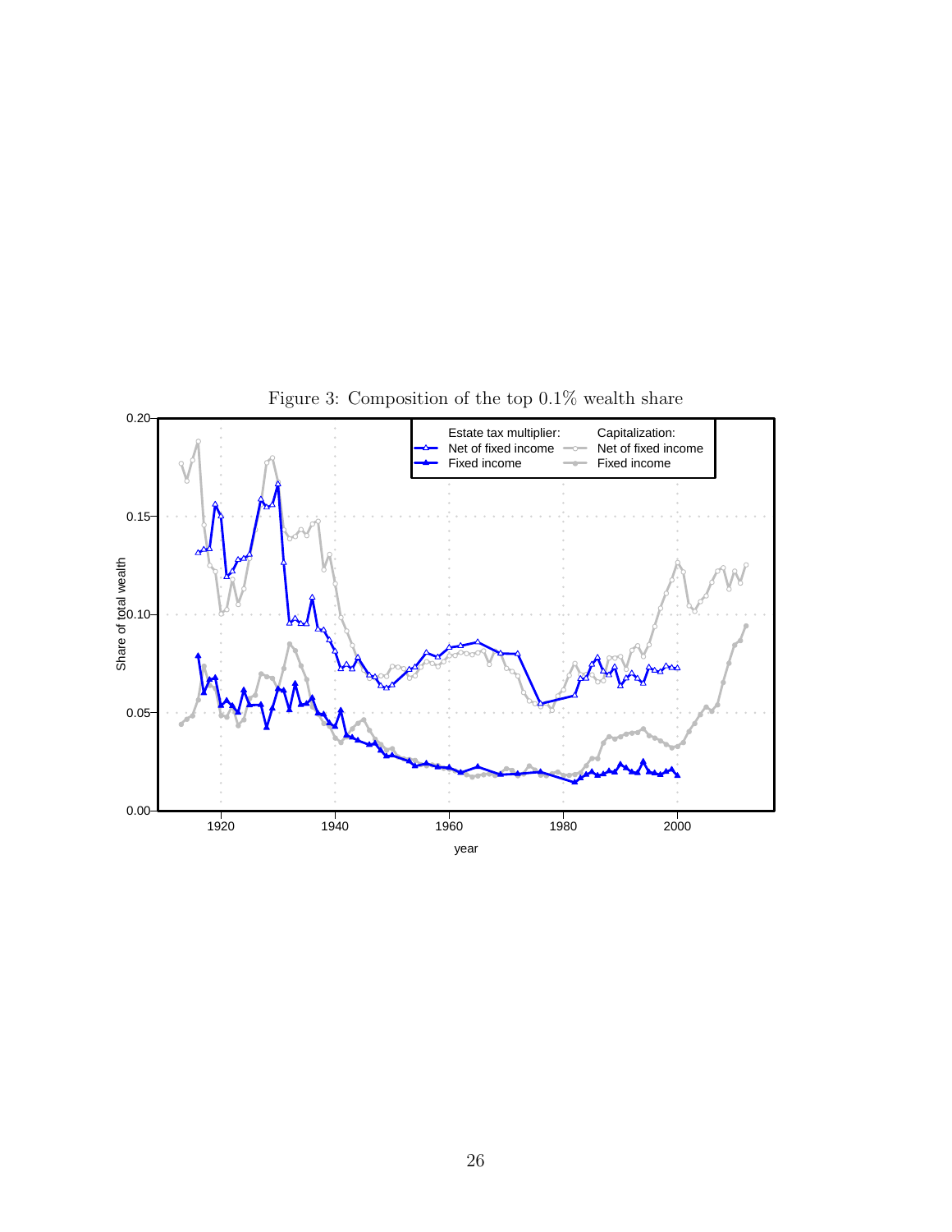Figure 3: Composition of the top 0.1% wealth share

Estate tax multiplier:
Net of fixed income
Fixed income

Capitalization:
Net of fixed income
Fixed income

Share of total wealth

0.00
0.05
0.10
0.15
0.20

1920
1940
1960
1980
2000

year